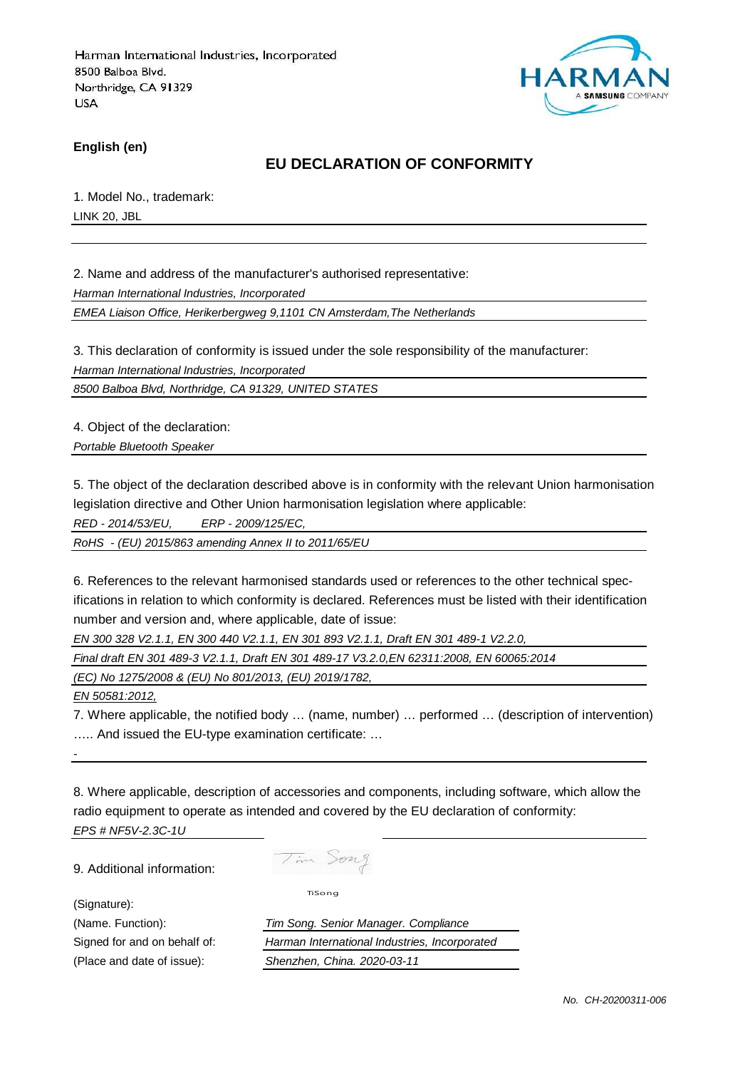Harman International Industries, Incorporated
8500 Balboa Blvd.
Northridge, CA 91329
USA

HARMAN
A SAMSUNG COMPANY

**English (en)**

## EU DECLARATION OF CONFORMITY

1. Model No., trademark:

LINK 20, JBL

2. Name and address of the manufacturer's authorised representative:

*Harman International Industries, Incorporated*

*EMEA Liaison Office, Herikerbergweg 9,1101 CN Amsterdam,The Netherlands*

3. This declaration of conformity is issued under the sole responsibility of the manufacturer:

*Harman International Industries, Incorporated*

*8500 Balboa Blvd, Northridge, CA 91329, UNITED STATES*

4. Object of the declaration:

*Portable Bluetooth Speaker*

5. The object of the declaration described above is in conformity with the relevant Union harmonisation legislation directive and Other Union harmonisation legislation where applicable:

*RED - 2014/53/EU,        ERP - 2009/125/EC,*

*RoHS  - (EU) 2015/863 amending Annex II to 2011/65/EU*

6. References to the relevant harmonised standards used or references to the other technical specifications in relation to which conformity is declared. References must be listed with their identification number and version and, where applicable, date of issue:

*EN 300 328 V2.1.1, EN 300 440 V2.1.1, EN 301 893 V2.1.1, Draft EN 301 489-1 V2.2.0,*

*Final draft EN 301 489-3 V2.1.1, Draft EN 301 489-17 V3.2.0,EN 62311:2008, EN 60065:2014*

*(EC) No 1275/2008 & (EU) No 801/2013, (EU) 2019/1782,*

*EN 50581:2012,*

7. Where applicable, the notified body … (name, number) … performed … (description of intervention) ….. And issued the EU-type examination certificate: …

-

8. Where applicable, description of accessories and components, including software, which allow the radio equipment to operate as intended and covered by the EU declaration of conformity:

*EPS # NF5V-2.3C-1U*

9. Additional information:

(Signature): Tim Song

(Name. Function): *Tim Song. Senior Manager. Compliance*

Signed for and on behalf of: *Harman International Industries, Incorporated*

(Place and date of issue): *Shenzhen, China. 2020-03-11*

*No. CH-20200311-006*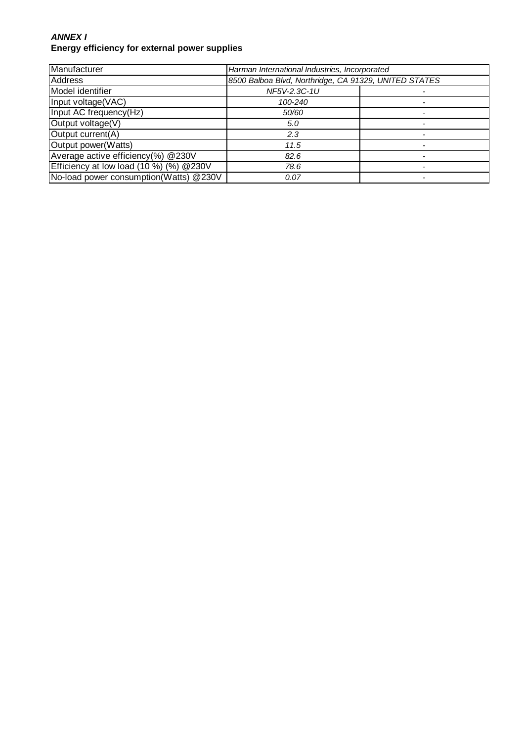***ANNEX I***
**Energy efficiency for external power supplies**

| Manufacturer | *Harman International Industries, Incorporated* | |
|---|---|---|
| Address | *8500 Balboa Blvd, Northridge, CA 91329, UNITED STATES* | |
| Model identifier | *NF5V-2.3C-1U* | - |
| Input voltage(VAC) | *100-240* | - |
| Input AC frequency(Hz) | *50/60* | - |
| Output voltage(V) | *5.0* | - |
| Output current(A) | *2.3* | - |
| Output power(Watts) | *11.5* | - |
| Average active efficiency(%) @230V | *82.6* | - |
| Efficiency at low load (10 %) (%) @230V | *78.6* | - |
| No-load power consumption(Watts) @230V | *0.07* | - |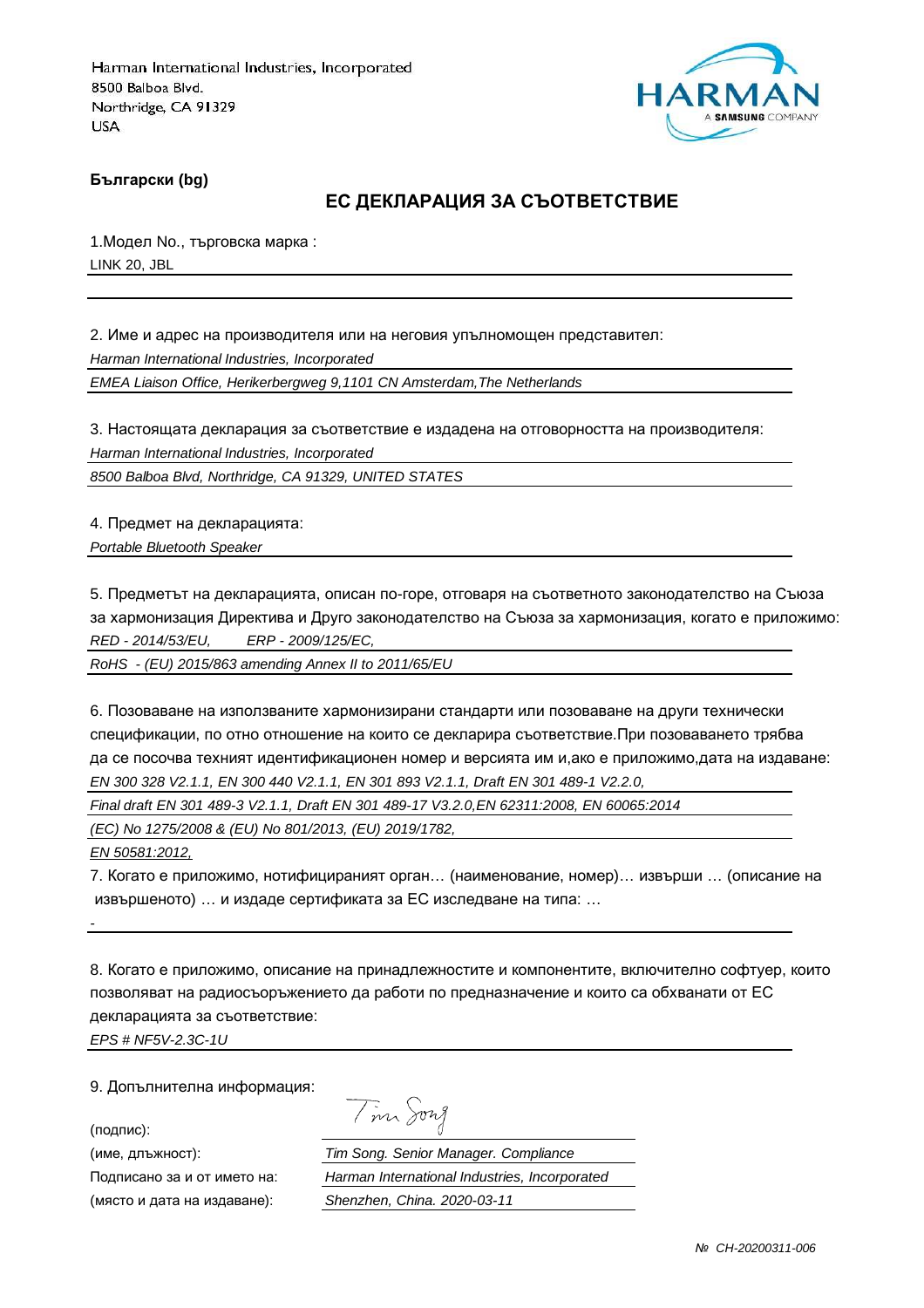Harman International Industries, Incorporated
8500 Balboa Blvd.
Northridge, CA 91329
USA

HARMAN
A SAMSUNG COMPANY

**Български (bg)**

## ЕС ДЕКЛАРАЦИЯ ЗА СЪОТВЕТСТВИЕ

1.Модел No., търговска марка :
LINK 20, JBL

2. Име и адрес на производителя или на неговия упълномощен представител:
*Harman International Industries, Incorporated*
*EMEA Liaison Office, Herikerbergweg 9,1101 CN Amsterdam,The Netherlands*

3. Настоящата декларация за съответствие е издадена на отговорността на производителя:
*Harman International Industries, Incorporated*
*8500 Balboa Blvd, Northridge, CA 91329, UNITED STATES*

4. Предмет на декларацията:
*Portable Bluetooth Speaker*

5. Предметът на декларацията, описан по-горе, отговаря на съответното законодателство на Съюза за хармонизация Директива и Друго законодателство на Съюза за хармонизация, когато е приложимо:
*RED - 2014/53/EU,        ERP - 2009/125/EC,*
*RoHS  - (EU) 2015/863 amending Annex II to 2011/65/EU*

6. Позоваване на използваните хармонизирани стандарти или позоваване на други технически спецификации, по отно отношение на които се декларира съответствие.При позоваването трябва да се посочва техният идентификационен номер и версията им и,ако е приложимо,дата на издаване:
*EN 300 328 V2.1.1, EN 300 440 V2.1.1, EN 301 893 V2.1.1, Draft EN 301 489-1 V2.2.0,*
*Final draft EN 301 489-3 V2.1.1, Draft EN 301 489-17 V3.2.0,EN 62311:2008, EN 60065:2014*
*(EC) No 1275/2008 & (EU) No 801/2013, (EU) 2019/1782,*
*EN 50581:2012,*

7. Когато е приложимо, нотифицираният орган… (наименование, номер)… извърши … (описание на извършеното) … и издаде сертификата за ЕС изследване на типа: …
-

8. Когато е приложимо, описание на принадлежностите и компонентите, включително софтуер, които позволяват на радиосъоръжението да работи по предназначение и които са обхванати от ЕС декларацията за съответствие:
*EPS # NF5V-2.3C-1U*

9. Допълнителна информация:

(подпис): Tim Song
(име, длъжност): *Tim Song. Senior Manager. Compliance*
Подписано за и от името на: *Harman International Industries, Incorporated*
(място и дата на издаване): *Shenzhen, China. 2020-03-11*

*№ CH-20200311-006*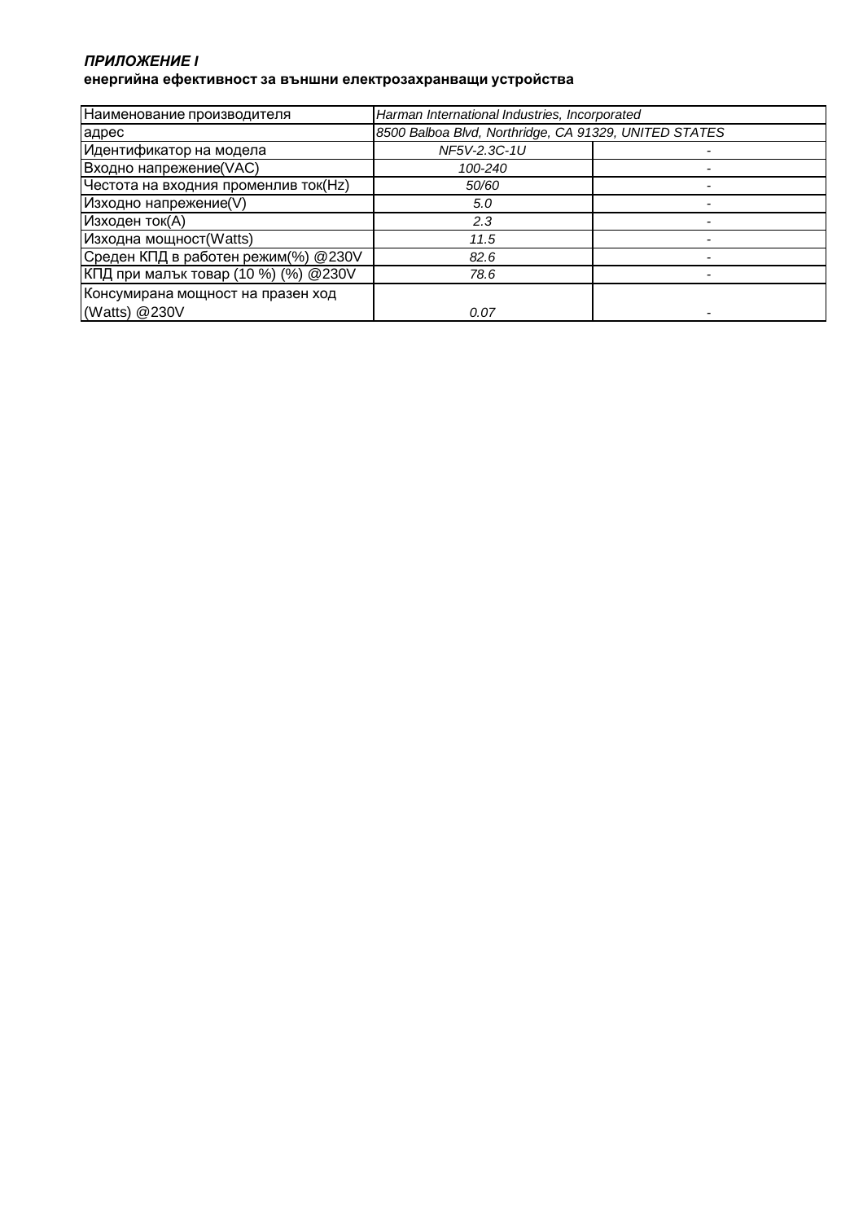***ПРИЛОЖЕНИЕ I***

**енергийна ефективност за външни електрозахранващи устройства**

| Наименование производителя | *Harman International Industries, Incorporated* | |
|---|---|---|
| адрес | *8500 Balboa Blvd, Northridge, CA 91329, UNITED STATES* | |
| Идентификатор на модела | *NF5V-2.3C-1U* | - |
| Входно напрежение(VAC) | *100-240* | - |
| Честота на входния променлив ток(Hz) | *50/60* | - |
| Изходно напрежение(V) | *5.0* | - |
| Изходен ток(A) | *2.3* | - |
| Изходна мощност(Watts) | *11.5* | - |
| Среден КПД в работен режим(%) @230V | *82.6* | - |
| КПД при малък товар (10 %) (%) @230V | *78.6* | - |
| Консумирана мощност на празен ход (Watts) @230V | *0.07* | - |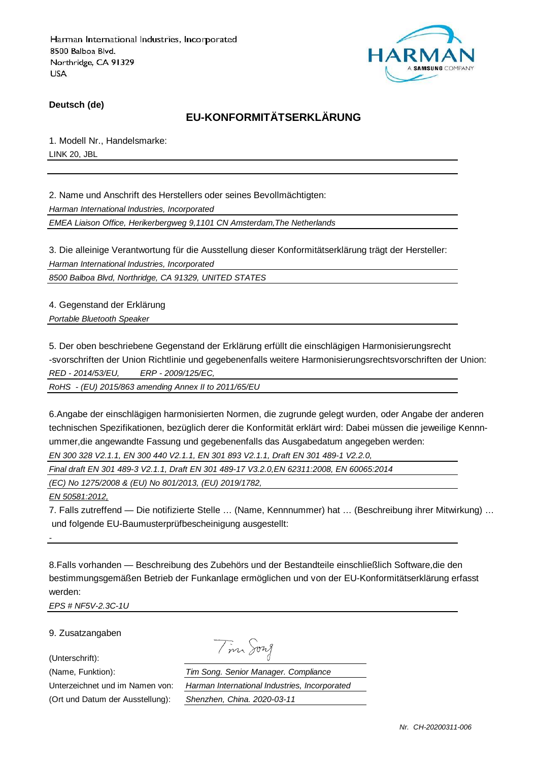Harman International Industries, Incorporated
8500 Balboa Blvd.
Northridge, CA 91329
USA

**Deutsch (de)**

## EU-KONFORMITÄTSERKLÄRUNG

1. Modell Nr., Handelsmarke:

LINK 20, JBL

2. Name und Anschrift des Herstellers oder seines Bevollmächtigten:

*Harman International Industries, Incorporated*

*EMEA Liaison Office, Herikerbergweg 9,1101 CN Amsterdam,The Netherlands*

3. Die alleinige Verantwortung für die Ausstellung dieser Konformitätserklärung trägt der Hersteller:

*Harman International Industries, Incorporated*

*8500 Balboa Blvd, Northridge, CA 91329, UNITED STATES*

4. Gegenstand der Erklärung

*Portable Bluetooth Speaker*

5. Der oben beschriebene Gegenstand der Erklärung erfüllt die einschlägigen Harmonisierungsrecht -svorschriften der Union Richtlinie und gegebenenfalls weitere Harmonisierungsrechtsvorschriften der Union:

*RED - 2014/53/EU, ERP - 2009/125/EC,*

*RoHS - (EU) 2015/863 amending Annex II to 2011/65/EU*

6.Angabe der einschlägigen harmonisierten Normen, die zugrunde gelegt wurden, oder Angabe der anderen technischen Spezifikationen, bezüglich derer die Konformität erklärt wird: Dabei müssen die jeweilige Kennnummer,die angewandte Fassung und gegebenenfalls das Ausgabedatum angegeben werden:

*EN 300 328 V2.1.1, EN 300 440 V2.1.1, EN 301 893 V2.1.1, Draft EN 301 489-1 V2.2.0,*

*Final draft EN 301 489-3 V2.1.1, Draft EN 301 489-17 V3.2.0,EN 62311:2008, EN 60065:2014*

*(EC) No 1275/2008 & (EU) No 801/2013, (EU) 2019/1782,*

*EN 50581:2012,*

7. Falls zutreffend — Die notifizierte Stelle … (Name, Kennnummer) hat … (Beschreibung ihrer Mitwirkung) … und folgende EU-Baumusterprüfbescheinigung ausgestellt:

-

8.Falls vorhanden — Beschreibung des Zubehörs und der Bestandteile einschließlich Software,die den bestimmungsgemäßen Betrieb der Funkanlage ermöglichen und von der EU-Konformitätserklärung erfasst werden:

*EPS # NF5V-2.3C-1U*

9. Zusatzangaben

(Unterschrift):

(Name, Funktion): *Tim Song. Senior Manager. Compliance*

Unterzeichnet und im Namen von: *Harman International Industries, Incorporated*

(Ort und Datum der Ausstellung): *Shenzhen, China. 2020-03-11*

*Nr. CH-20200311-006*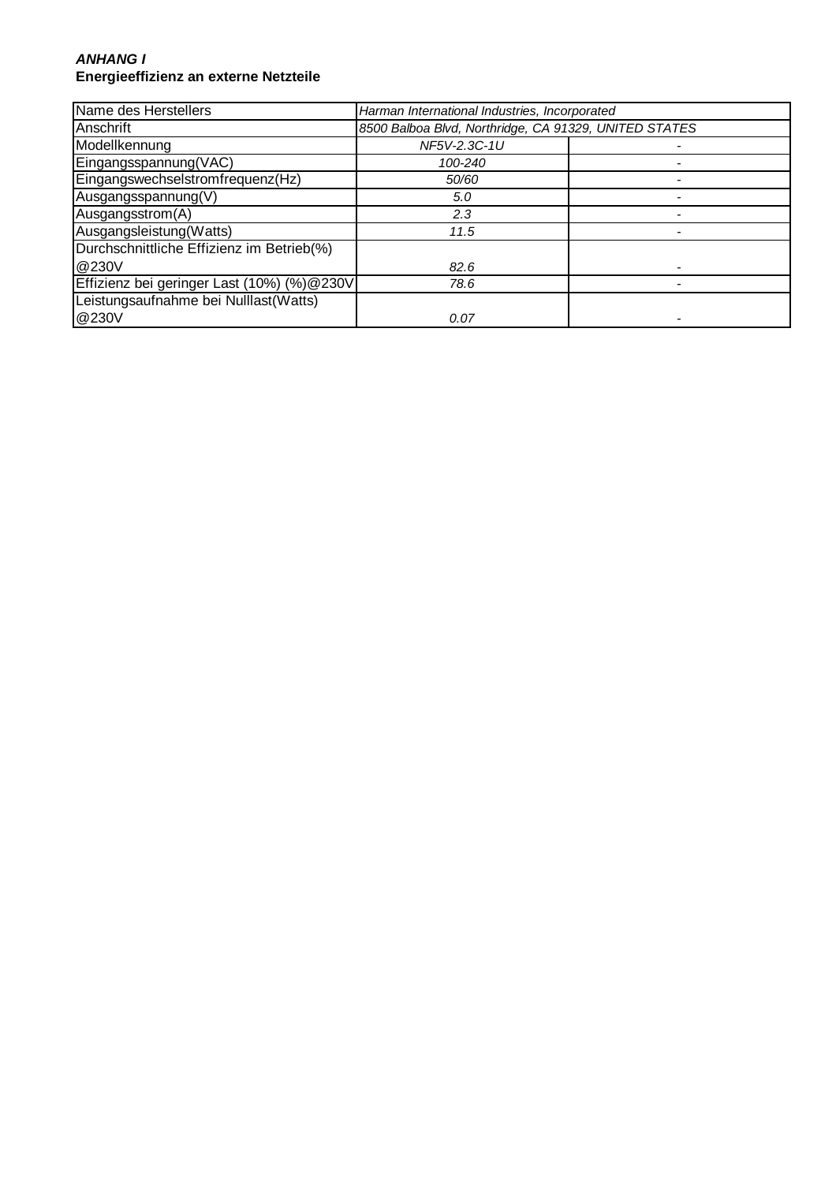***ANHANG I***
**Energieeffizienz an externe Netzteile**

| Name des Herstellers | *Harman International Industries, Incorporated* | |
|---|---|---|
| Anschrift | *8500 Balboa Blvd, Northridge, CA 91329, UNITED STATES* | |
| Modellkennung | *NF5V-2.3C-1U* | - |
| Eingangsspannung(VAC) | *100-240* | - |
| Eingangswechselstromfrequenz(Hz) | *50/60* | - |
| Ausgangsspannung(V) | *5.0* | - |
| Ausgangsstrom(A) | *2.3* | - |
| Ausgangsleistung(Watts) | *11.5* | - |
| Durchschnittliche Effizienz im Betrieb(%) @230V | *82.6* | - |
| Effizienz bei geringer Last (10%) (%)@230V | *78.6* | - |
| Leistungsaufnahme bei Nulllast(Watts) @230V | *0.07* | - |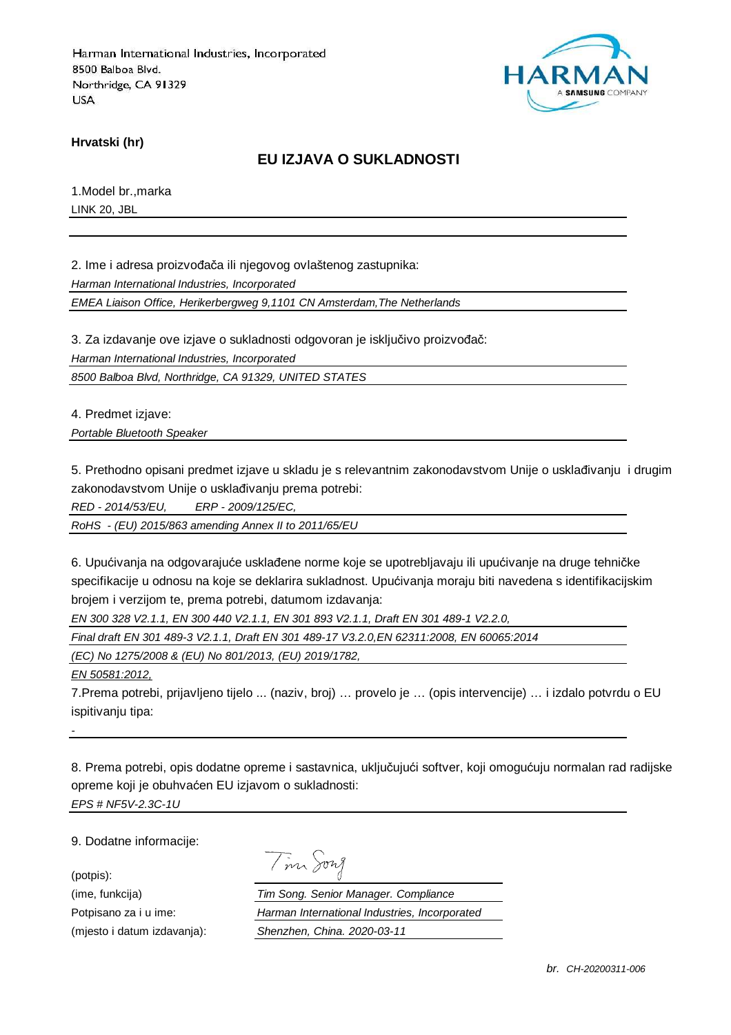Harman International Industries, Incorporated
8500 Balboa Blvd.
Northridge, CA 91329
USA

**Hrvatski (hr)**

## EU IZJAVA O SUKLADNOSTI

1.Model br.,marka

LINK 20, JBL

2. Ime i adresa proizvođača ili njegovog ovlaštenog zastupnika:

*Harman International Industries, Incorporated*

*EMEA Liaison Office, Herikerbergweg 9,1101 CN Amsterdam,The Netherlands*

3. Za izdavanje ove izjave o sukladnosti odgovoran je isključivo proizvođač:

*Harman International Industries, Incorporated*

*8500 Balboa Blvd, Northridge, CA 91329, UNITED STATES*

4. Predmet izjave:

*Portable Bluetooth Speaker*

5. Prethodno opisani predmet izjave u skladu je s relevantnim zakonodavstvom Unije o usklađivanju i drugim zakonodavstvom Unije o usklađivanju prema potrebi:

*RED - 2014/53/EU, ERP - 2009/125/EC,*

*RoHS - (EU) 2015/863 amending Annex II to 2011/65/EU*

6. Upućivanja na odgovarajuće usklađene norme koje se upotrebljavaju ili upućivanje na druge tehničke specifikacije u odnosu na koje se deklarira sukladnost. Upućivanja moraju biti navedena s identifikacijskim brojem i verzijom te, prema potrebi, datumom izdavanja:

*EN 300 328 V2.1.1, EN 300 440 V2.1.1, EN 301 893 V2.1.1, Draft EN 301 489-1 V2.2.0,*

*Final draft EN 301 489-3 V2.1.1, Draft EN 301 489-17 V3.2.0,EN 62311:2008, EN 60065:2014*

*(EC) No 1275/2008 & (EU) No 801/2013, (EU) 2019/1782,*

*EN 50581:2012,*

7.Prema potrebi, prijavljeno tijelo ... (naziv, broj) … provelo je … (opis intervencije) … i izdalo potvrdu o EU ispitivanju tipa:

-

8. Prema potrebi, opis dodatne opreme i sastavnica, uključujući softver, koji omogućuju normalan rad radijske opreme koji je obuhvaćen EU izjavom o sukladnosti:

*EPS # NF5V-2.3C-1U*

9. Dodatne informacije:

(potpis):

(ime, funkcija): *Tim Song. Senior Manager. Compliance*

Potpisano za i u ime: *Harman International Industries, Incorporated*

(mjesto i datum izdavanja): *Shenzhen, China. 2020-03-11*

*br. CH-20200311-006*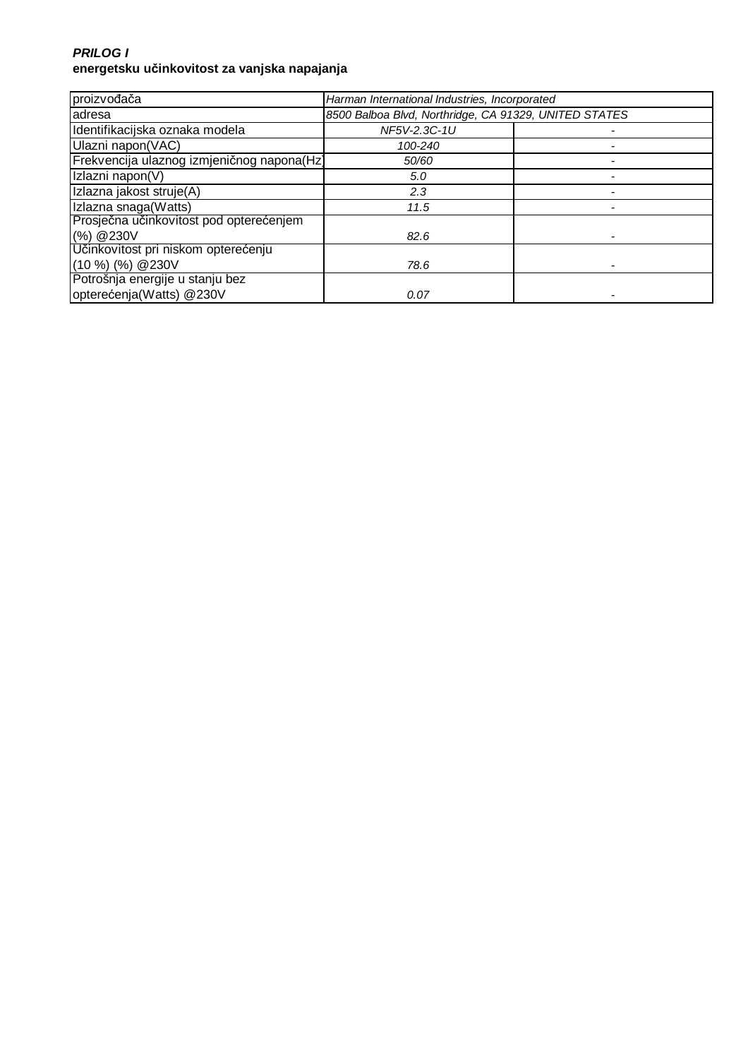***PRILOG I***
**energetsku učinkovitost za vanjska napajanja**

| proizvođača | *Harman International Industries, Incorporated* | |
|---|---|---|
| adresa | *8500 Balboa Blvd, Northridge, CA 91329, UNITED STATES* | |
| Identifikacijska oznaka modela | *NF5V-2.3C-1U* | - |
| Ulazni napon(VAC) | *100-240* | - |
| Frekvencija ulaznog izmjeničnog napona(Hz) | *50/60* | - |
| Izlazni napon(V) | *5.0* | - |
| Izlazna jakost struje(A) | *2.3* | - |
| Izlazna snaga(Watts) | *11.5* | - |
| Prosječna učinkovitost pod opterećenjem (%) @230V | *82.6* | - |
| Učinkovitost pri niskom opterećenju (10 %) (%) @230V | *78.6* | - |
| Potrošnja energije u stanju bez opterećenja(Watts) @230V | *0.07* | - |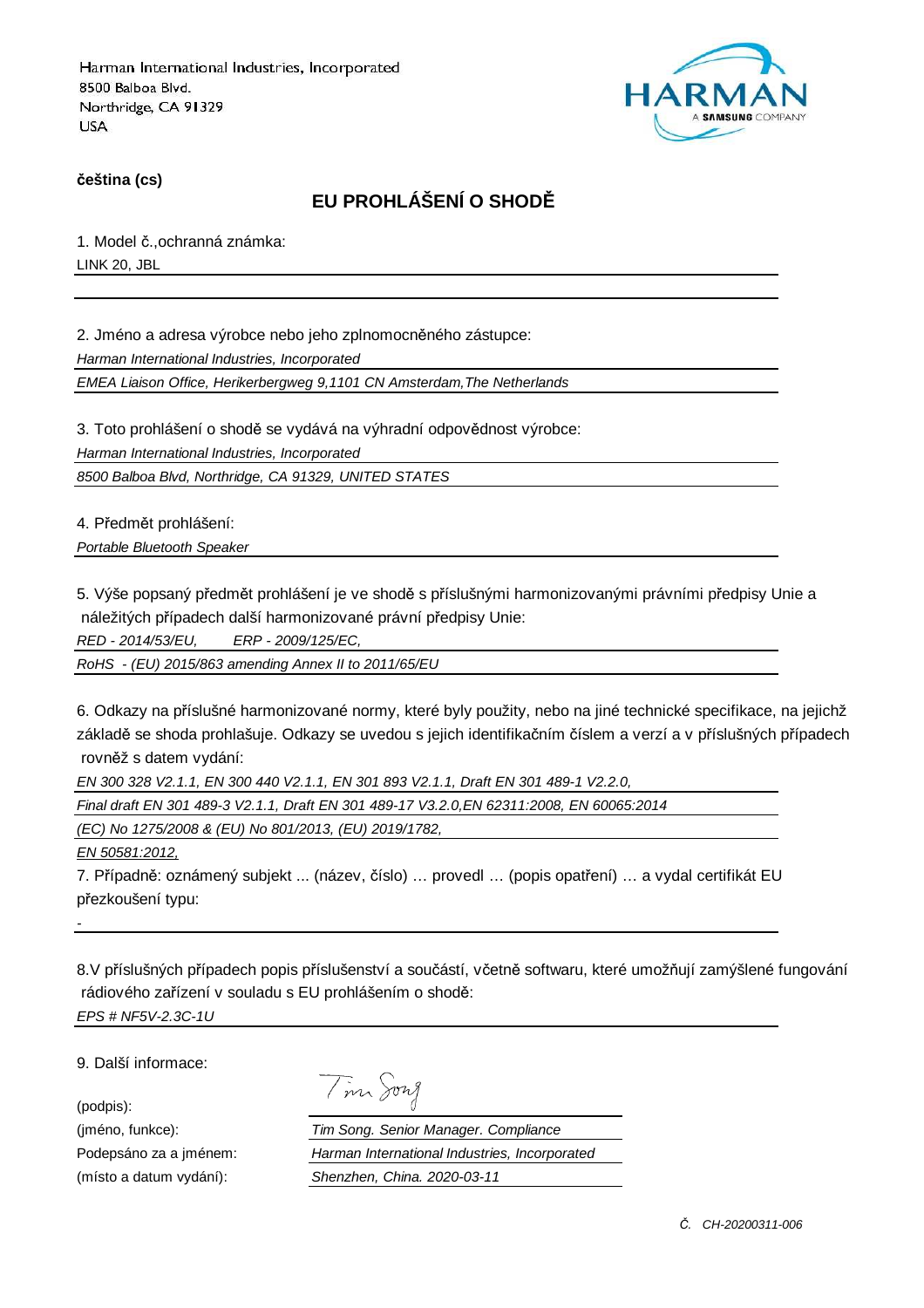Harman International Industries, Incorporated
8500 Balboa Blvd.
Northridge, CA 91329
USA

**čeština (cs)**

## EU PROHLÁŠENÍ O SHODĚ

1. Model č.,ochranná známka:

LINK 20, JBL

2. Jméno a adresa výrobce nebo jeho zplnomocněného zástupce:

*Harman International Industries, Incorporated*

*EMEA Liaison Office, Herikerbergweg 9,1101 CN Amsterdam,The Netherlands*

3. Toto prohlášení o shodě se vydává na výhradní odpovědnost výrobce:

*Harman International Industries, Incorporated*

*8500 Balboa Blvd, Northridge, CA 91329, UNITED STATES*

4. Předmět prohlášení:

*Portable Bluetooth Speaker*

5. Výše popsaný předmět prohlášení je ve shodě s příslušnými harmonizovanými právními předpisy Unie a náležitých případech další harmonizované právní předpisy Unie:

*RED - 2014/53/EU, ERP - 2009/125/EC,*

*RoHS - (EU) 2015/863 amending Annex II to 2011/65/EU*

6. Odkazy na příslušné harmonizované normy, které byly použity, nebo na jiné technické specifikace, na jejichž základě se shoda prohlašuje. Odkazy se uvedou s jejich identifikačním číslem a verzí a v příslušných případech rovněž s datem vydání:

*EN 300 328 V2.1.1, EN 300 440 V2.1.1, EN 301 893 V2.1.1, Draft EN 301 489-1 V2.2.0,*

*Final draft EN 301 489-3 V2.1.1, Draft EN 301 489-17 V3.2.0,EN 62311:2008, EN 60065:2014*

*(EC) No 1275/2008 & (EU) No 801/2013, (EU) 2019/1782,*

*EN 50581:2012,*

7. Případně: oznámený subjekt ... (název, číslo) … provedl … (popis opatření) … a vydal certifikát EU přezkoušení typu:

-

8.V příslušných případech popis příslušenství a součástí, včetně softwaru, které umožňují zamýšlené fungování rádiového zařízení v souladu s EU prohlášením o shodě:

*EPS # NF5V-2.3C-1U*

9. Další informace:

(podpis):

(jméno, funkce): *Tim Song. Senior Manager. Compliance*

Podepsáno za a jménem: *Harman International Industries, Incorporated*

(místo a datum vydání): *Shenzhen, China. 2020-03-11*

*Č. CH-20200311-006*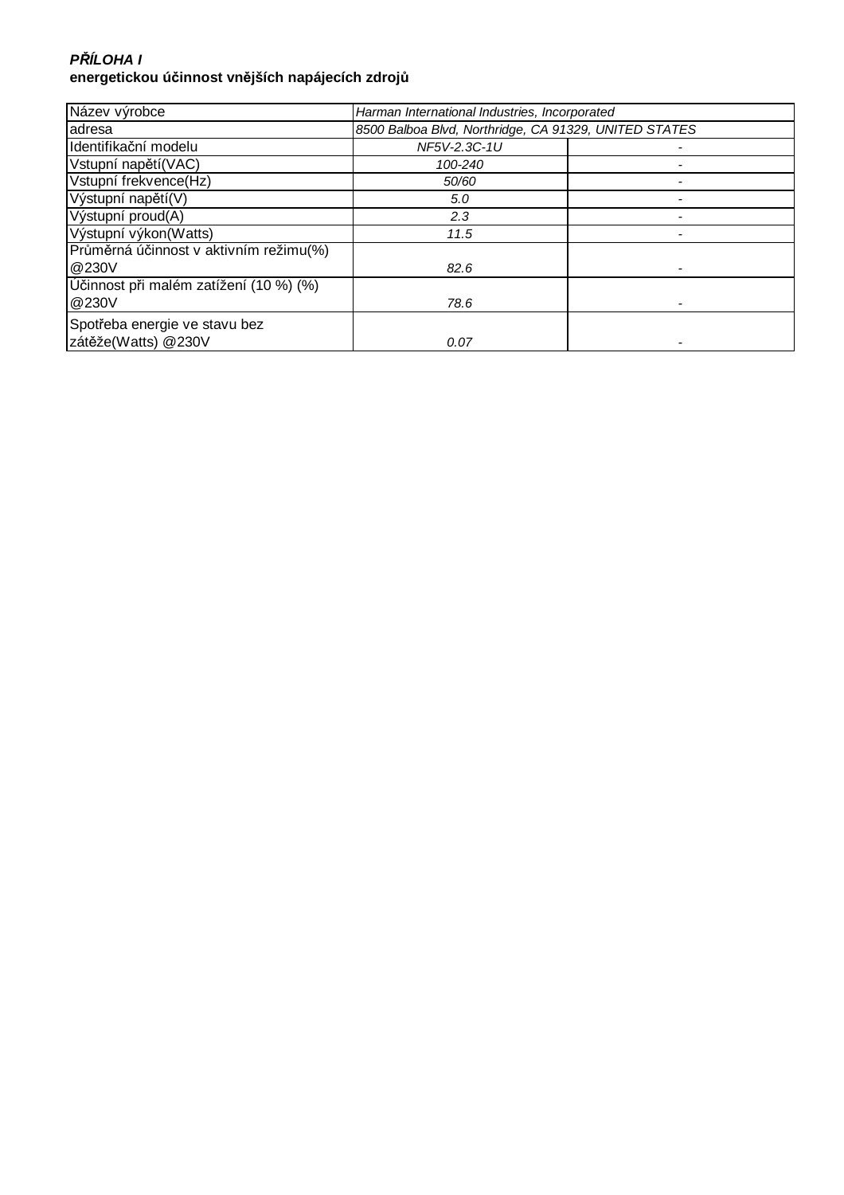***PŘÍLOHA I***
**energetickou účinnost vnějších napájecích zdrojů**

| Název výrobce | *Harman International Industries, Incorporated* | |
|---|---|---|
| adresa | *8500 Balboa Blvd, Northridge, CA 91329, UNITED STATES* | |
| Identifikační modelu | *NF5V-2.3C-1U* | - |
| Vstupní napětí(VAC) | *100-240* | - |
| Vstupní frekvence(Hz) | *50/60* | - |
| Výstupní napětí(V) | *5.0* | - |
| Výstupní proud(A) | *2.3* | - |
| Výstupní výkon(Watts) | *11.5* | - |
| Průměrná účinnost v aktivním režimu(%) @230V | *82.6* | - |
| Účinnost při malém zatížení (10 %) (%) @230V | *78.6* | - |
| Spotřeba energie ve stavu bez zátěže(Watts) @230V | *0.07* | - |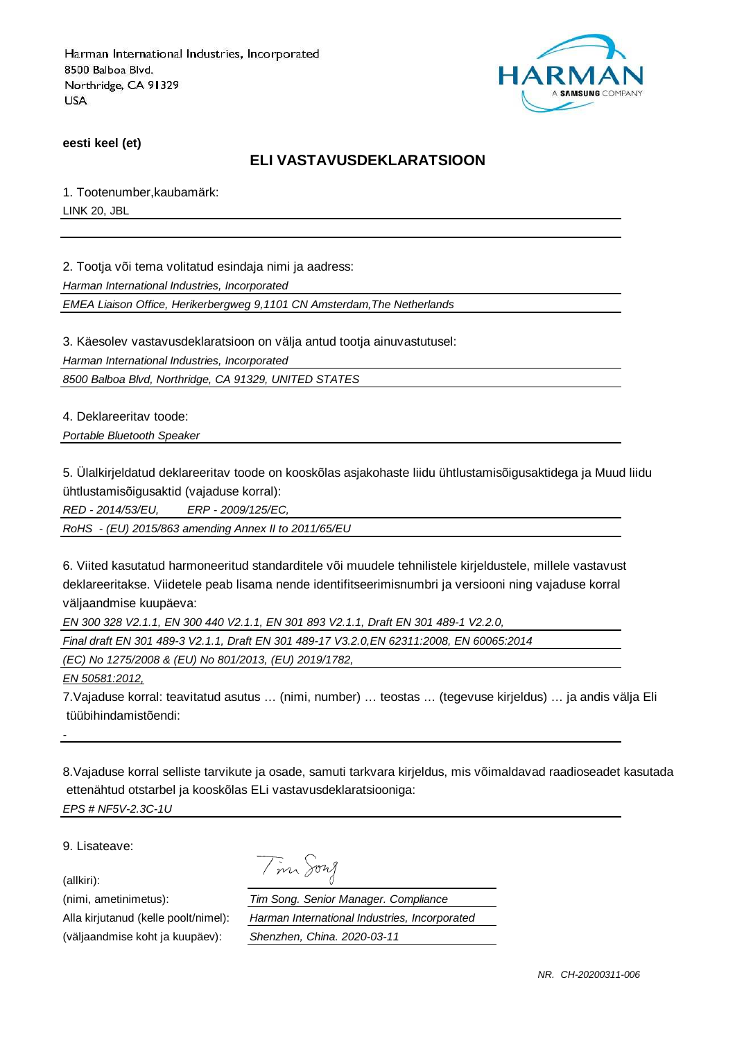Harman International Industries, Incorporated
8500 Balboa Blvd.
Northridge, CA 91329
USA

HARMAN
A SAMSUNG COMPANY

**eesti keel (et)**

## ELI VASTAVUSDEKLARATSIOON

1. Tootenumber,kaubamärk:

LINK 20, JBL

2. Tootja või tema volitatud esindaja nimi ja aadress:

*Harman International Industries, Incorporated*

*EMEA Liaison Office, Herikerbergweg 9,1101 CN Amsterdam,The Netherlands*

3. Käesolev vastavusdeklaratsioon on välja antud tootja ainuvastutusel:

*Harman International Industries, Incorporated*

*8500 Balboa Blvd, Northridge, CA 91329, UNITED STATES*

4. Deklareeritav toode:

*Portable Bluetooth Speaker*

5. Ülalkirjeldatud deklareeritav toode on kooskõlas asjakohaste liidu ühtlustamisõigusaktidega ja Muud liidu ühtlustamisõigusaktid (vajaduse korral):

*RED - 2014/53/EU, ERP - 2009/125/EC,*

*RoHS - (EU) 2015/863 amending Annex II to 2011/65/EU*

6. Viited kasutatud harmoneeritud standarditele või muudele tehnilistele kirjeldustele, millele vastavust deklareeritakse. Viidetele peab lisama nende identifitseerimisnumbri ja versiooni ning vajaduse korral väljaandmise kuupäeva:

*EN 300 328 V2.1.1, EN 300 440 V2.1.1, EN 301 893 V2.1.1, Draft EN 301 489-1 V2.2.0,*

*Final draft EN 301 489-3 V2.1.1, Draft EN 301 489-17 V3.2.0,EN 62311:2008, EN 60065:2014*

*(EC) No 1275/2008 & (EU) No 801/2013, (EU) 2019/1782,*

*EN 50581:2012,*

7.Vajaduse korral: teavitatud asutus … (nimi, number) … teostas … (tegevuse kirjeldus) … ja andis välja Eli tüübihindamistõendi:

-

8.Vajaduse korral selliste tarvikute ja osade, samuti tarkvara kirjeldus, mis võimaldavad raadioseadet kasutada ettenähtud otstarbel ja kooskõlas ELi vastavusdeklaratsiooniga:

*EPS # NF5V-2.3C-1U*

9. Lisateave:

(allkiri): Tim Song

(nimi, ametinimetus): *Tim Song. Senior Manager. Compliance*

Alla kirjutanud (kelle poolt/nimel): *Harman International Industries, Incorporated*

(väljaandmise koht ja kuupäev): *Shenzhen, China. 2020-03-11*

*NR. CH-20200311-006*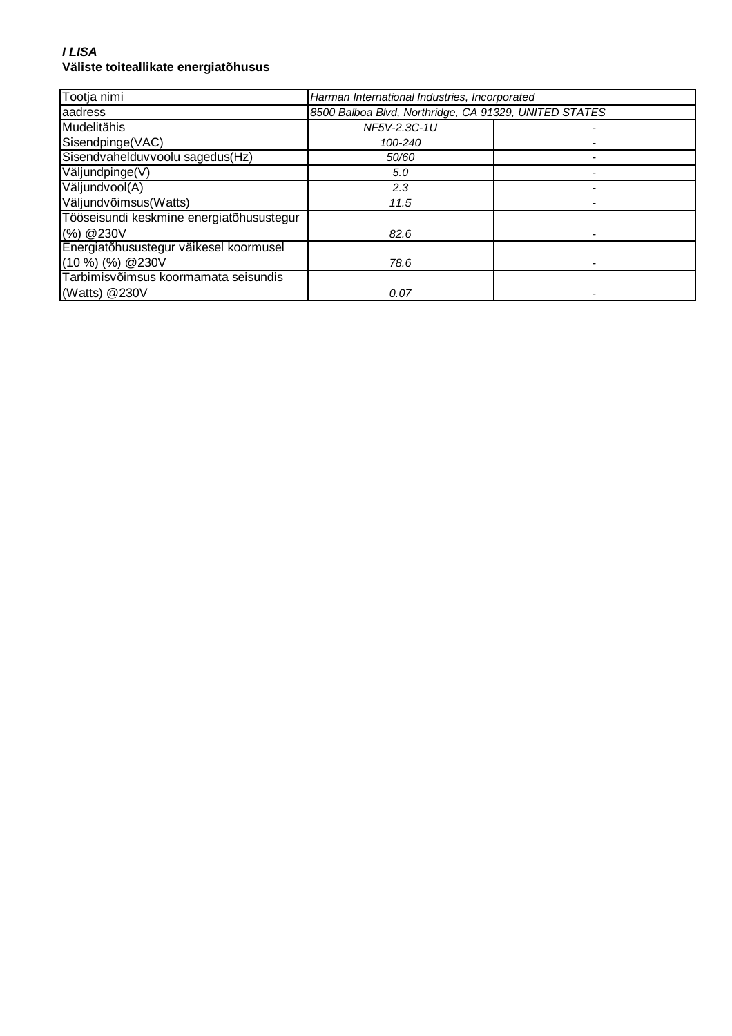***I LISA***

**Väliste toiteallikate energiatõhusus**

| Tootja nimi | *Harman International Industries, Incorporated* | |
|---|---|---|
| aadress | *8500 Balboa Blvd, Northridge, CA 91329, UNITED STATES* | |
| Mudelitähis | *NF5V-2.3C-1U* | - |
| Sisendpinge(VAC) | *100-240* | - |
| Sisendvahelduvvoolu sagedus(Hz) | *50/60* | - |
| Väljundpinge(V) | *5.0* | - |
| Väljundvool(A) | *2.3* | - |
| Väljundvõimsus(Watts) | *11.5* | - |
| Tööseisundi keskmine energiatõhusustegur (%) @230V | *82.6* | - |
| Energiatõhusustegur väikesel koormusel (10 %) (%) @230V | *78.6* | - |
| Tarbimisvõimsus koormamata seisundis (Watts) @230V | *0.07* | - |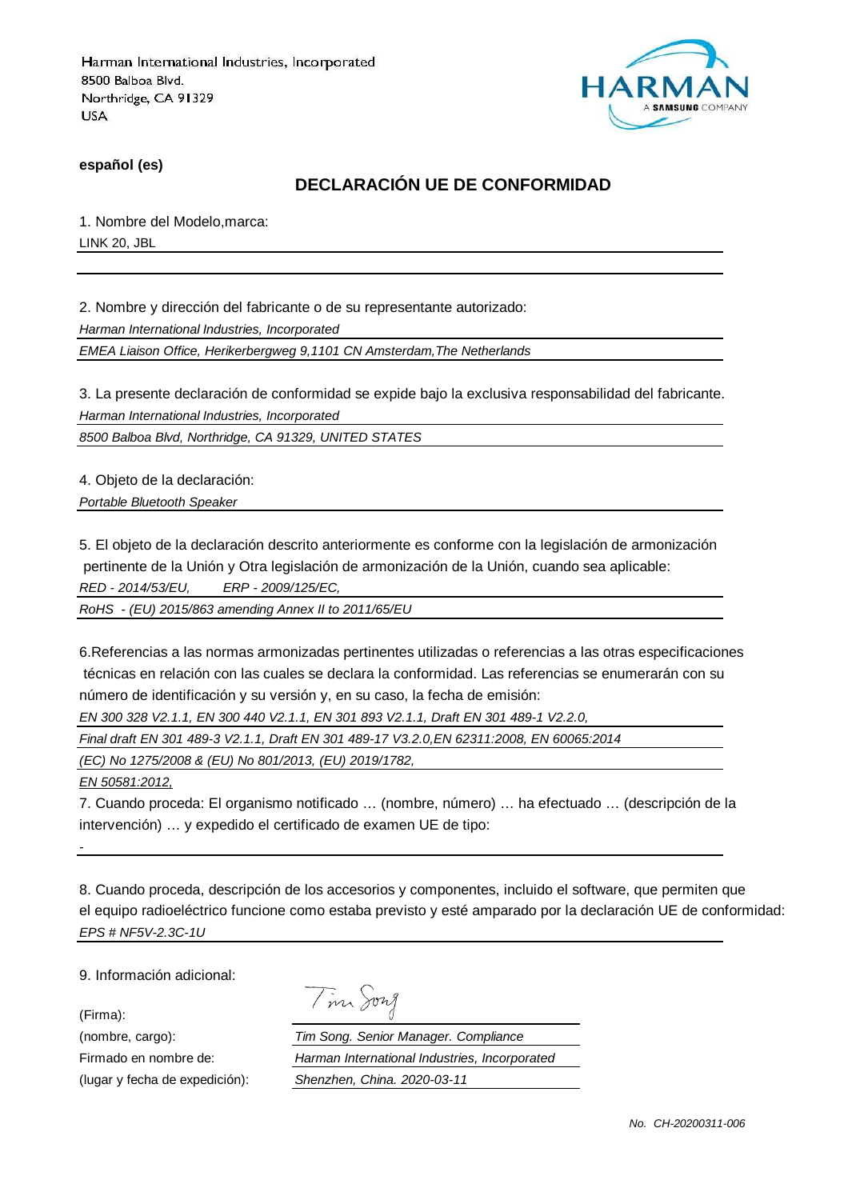Harman International Industries, Incorporated
8500 Balboa Blvd.
Northridge, CA 91329
USA

HARMAN
A SAMSUNG COMPANY

**español (es)**

## DECLARACIÓN UE DE CONFORMIDAD

1. Nombre del Modelo,marca:

LINK 20, JBL

2. Nombre y dirección del fabricante o de su representante autorizado:

*Harman International Industries, Incorporated*

*EMEA Liaison Office, Herikerbergweg 9,1101 CN Amsterdam,The Netherlands*

3. La presente declaración de conformidad se expide bajo la exclusiva responsabilidad del fabricante.

*Harman International Industries, Incorporated*

*8500 Balboa Blvd, Northridge, CA 91329, UNITED STATES*

4. Objeto de la declaración:

*Portable Bluetooth Speaker*

5. El objeto de la declaración descrito anteriormente es conforme con la legislación de armonización pertinente de la Unión y Otra legislación de armonización de la Unión, cuando sea aplicable:

*RED - 2014/53/EU, ERP - 2009/125/EC,*

*RoHS - (EU) 2015/863 amending Annex II to 2011/65/EU*

6.Referencias a las normas armonizadas pertinentes utilizadas o referencias a las otras especificaciones técnicas en relación con las cuales se declara la conformidad. Las referencias se enumerarán con su número de identificación y su versión y, en su caso, la fecha de emisión:

*EN 300 328 V2.1.1, EN 300 440 V2.1.1, EN 301 893 V2.1.1, Draft EN 301 489-1 V2.2.0,*

*Final draft EN 301 489-3 V2.1.1, Draft EN 301 489-17 V3.2.0,EN 62311:2008, EN 60065:2014*

*(EC) No 1275/2008 & (EU) No 801/2013, (EU) 2019/1782,*

*EN 50581:2012,*

7. Cuando proceda: El organismo notificado … (nombre, número) … ha efectuado … (descripción de la intervención) … y expedido el certificado de examen UE de tipo:

-

8. Cuando proceda, descripción de los accesorios y componentes, incluido el software, que permiten que el equipo radioeléctrico funcione como estaba previsto y esté amparado por la declaración UE de conformidad:

*EPS # NF5V-2.3C-1U*

9. Información adicional:

| | |
|---|---|
| (Firma): | Tim Song |
| (nombre, cargo): | *Tim Song. Senior Manager. Compliance* |
| Firmado en nombre de: | *Harman International Industries, Incorporated* |
| (lugar y fecha de expedición): | *Shenzhen, China. 2020-03-11* |

*No. CH-20200311-006*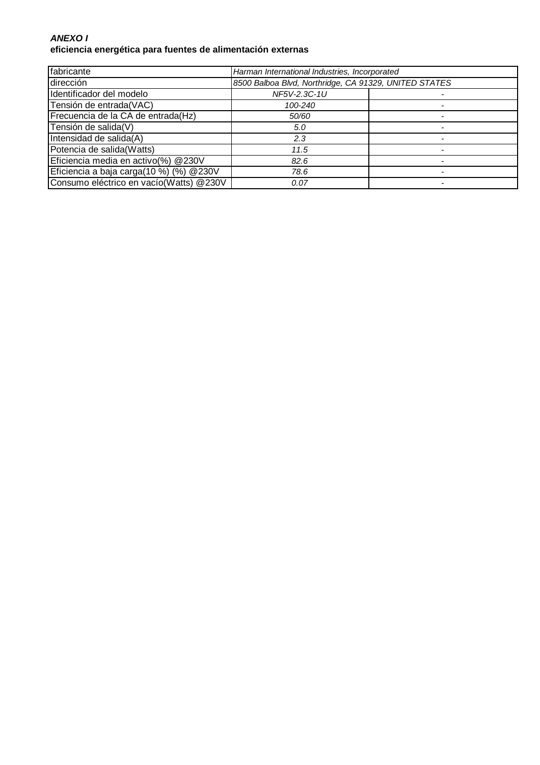***ANEXO I***
**eficiencia energética para fuentes de alimentación externas**

| fabricante | *Harman International Industries, Incorporated* | |
|---|---|---|
| dirección | *8500 Balboa Blvd, Northridge, CA 91329, UNITED STATES* | |
| Identificador del modelo | *NF5V-2.3C-1U* | - |
| Tensión de entrada(VAC) | *100-240* | - |
| Frecuencia de la CA de entrada(Hz) | *50/60* | - |
| Tensión de salida(V) | *5.0* | - |
| Intensidad de salida(A) | *2.3* | - |
| Potencia de salida(Watts) | *11.5* | - |
| Eficiencia media en activo(%) @230V | *82.6* | - |
| Eficiencia a baja carga(10 %) (%) @230V | *78.6* | - |
| Consumo eléctrico en vacío(Watts) @230V | *0.07* | - |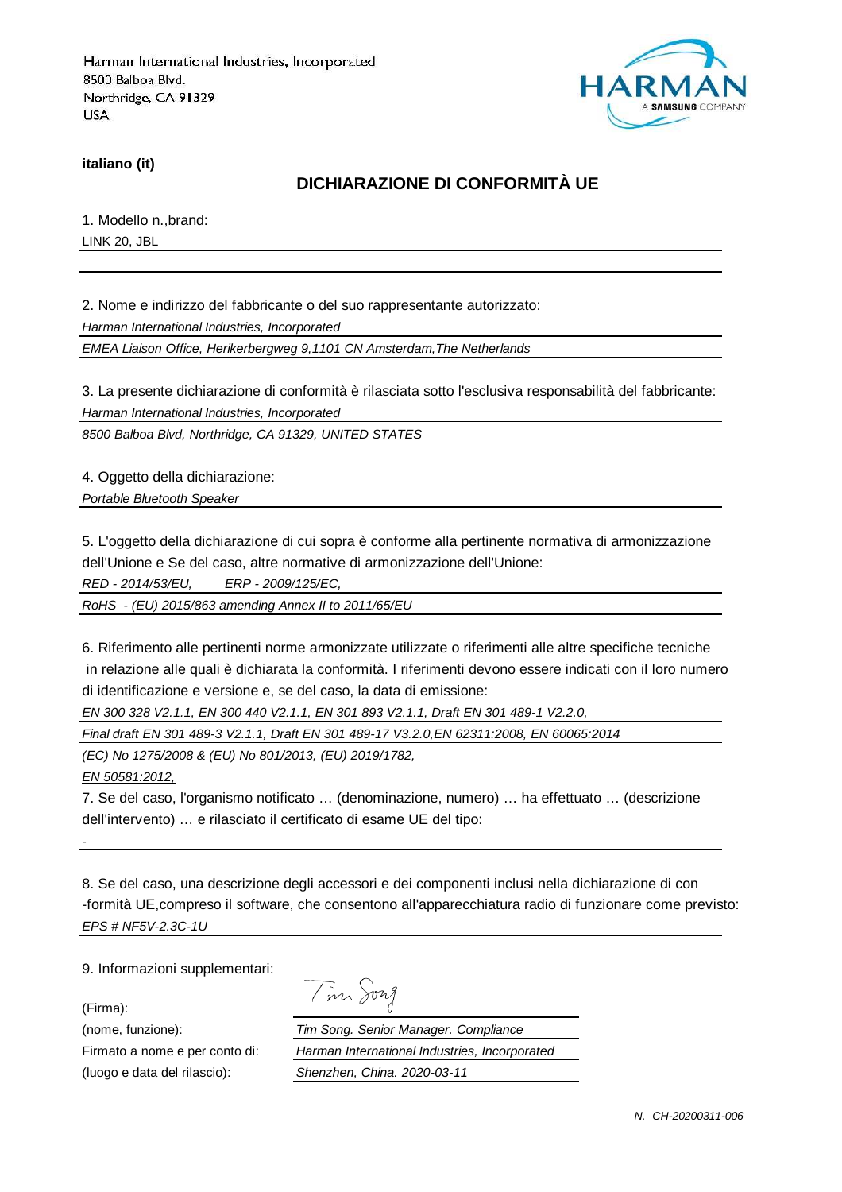Harman International Industries, Incorporated
8500 Balboa Blvd.
Northridge, CA 91329
USA

**italiano (it)**

## DICHIARAZIONE DI CONFORMITÀ UE

1. Modello n.,brand:

LINK 20, JBL

2. Nome e indirizzo del fabbricante o del suo rappresentante autorizzato:

*Harman International Industries, Incorporated*

*EMEA Liaison Office, Herikerbergweg 9,1101 CN Amsterdam,The Netherlands*

3. La presente dichiarazione di conformità è rilasciata sotto l'esclusiva responsabilità del fabbricante:

*Harman International Industries, Incorporated*

*8500 Balboa Blvd, Northridge, CA 91329, UNITED STATES*

4. Oggetto della dichiarazione:

*Portable Bluetooth Speaker*

5. L'oggetto della dichiarazione di cui sopra è conforme alla pertinente normativa di armonizzazione dell'Unione e Se del caso, altre normative di armonizzazione dell'Unione:

*RED - 2014/53/EU, ERP - 2009/125/EC,*

*RoHS - (EU) 2015/863 amending Annex II to 2011/65/EU*

6. Riferimento alle pertinenti norme armonizzate utilizzate o riferimenti alle altre specifiche tecniche in relazione alle quali è dichiarata la conformità. I riferimenti devono essere indicati con il loro numero di identificazione e versione e, se del caso, la data di emissione:

*EN 300 328 V2.1.1, EN 300 440 V2.1.1, EN 301 893 V2.1.1, Draft EN 301 489-1 V2.2.0,*

*Final draft EN 301 489-3 V2.1.1, Draft EN 301 489-17 V3.2.0,EN 62311:2008, EN 60065:2014*

*(EC) No 1275/2008 & (EU) No 801/2013, (EU) 2019/1782,*

*EN 50581:2012,*

7. Se del caso, l'organismo notificato … (denominazione, numero) … ha effettuato … (descrizione dell'intervento) … e rilasciato il certificato di esame UE del tipo:

-

8. Se del caso, una descrizione degli accessori e dei componenti inclusi nella dichiarazione di con -formità UE,compreso il software, che consentono all'apparecchiatura radio di funzionare come previsto:

*EPS # NF5V-2.3C-1U*

9. Informazioni supplementari:

(Firma): Tim Song

(nome, funzione): *Tim Song. Senior Manager. Compliance*

Firmato a nome e per conto di: *Harman International Industries, Incorporated*

(luogo e data del rilascio): *Shenzhen, China. 2020-03-11*

*N. CH-20200311-006*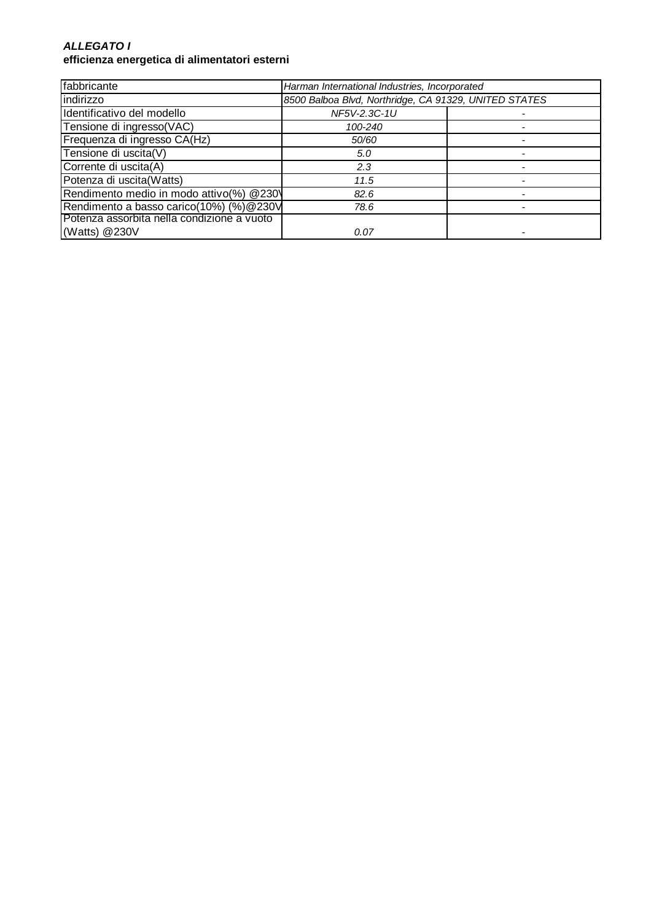***ALLEGATO I***
**efficienza energetica di alimentatori esterni**

| fabbricante | *Harman International Industries, Incorporated* | |
|---|---|---|
| indirizzo | *8500 Balboa Blvd, Northridge, CA 91329, UNITED STATES* | |
| Identificativo del modello | *NF5V-2.3C-1U* | - |
| Tensione di ingresso(VAC) | *100-240* | - |
| Frequenza di ingresso CA(Hz) | *50/60* | - |
| Tensione di uscita(V) | *5.0* | - |
| Corrente di uscita(A) | *2.3* | - |
| Potenza di uscita(Watts) | *11.5* | - |
| Rendimento medio in modo attivo(%) @230V | *82.6* | - |
| Rendimento a basso carico(10%) (%)@230V | *78.6* | - |
| Potenza assorbita nella condizione a vuoto (Watts) @230V | *0.07* | - |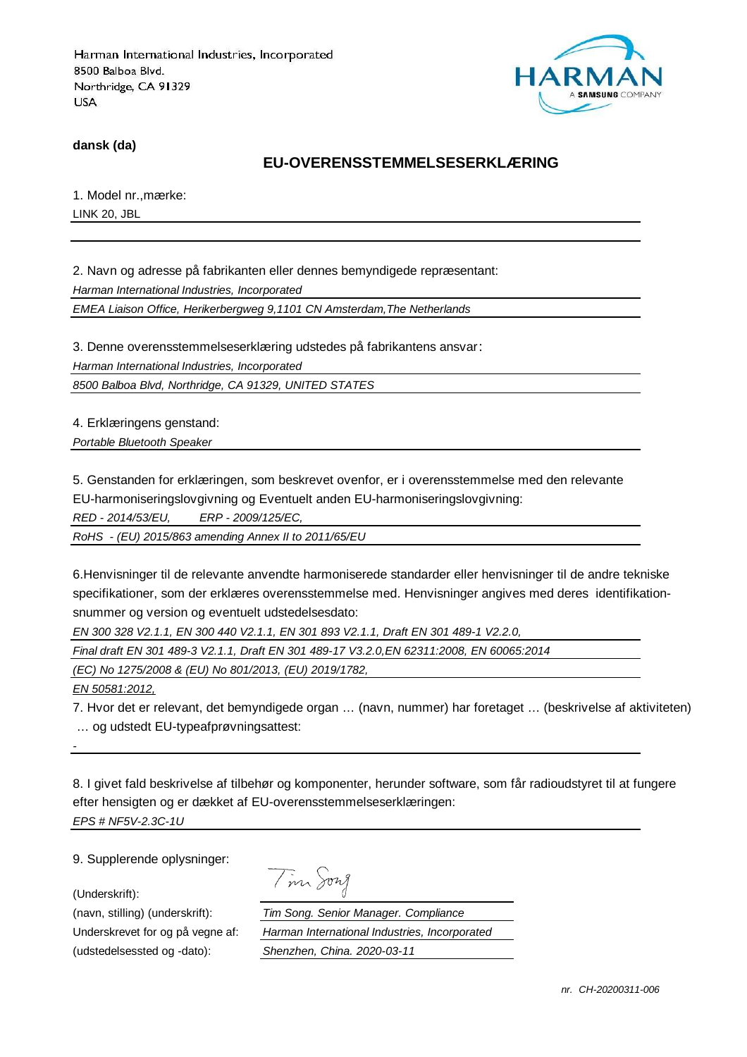Harman International Industries, Incorporated
8500 Balboa Blvd.
Northridge, CA 91329
USA

**dansk (da)**

## EU-OVERENSSTEMMELSESERKLÆRING

1. Model nr.,mærke:

LINK 20, JBL

2. Navn og adresse på fabrikanten eller dennes bemyndigede repræsentant:

*Harman International Industries, Incorporated*

*EMEA Liaison Office, Herikerbergweg 9,1101 CN Amsterdam,The Netherlands*

3. Denne overensstemmelseserklæring udstedes på fabrikantens ansvar:

*Harman International Industries, Incorporated*

*8500 Balboa Blvd, Northridge, CA 91329, UNITED STATES*

4. Erklæringens genstand:

*Portable Bluetooth Speaker*

5. Genstanden for erklæringen, som beskrevet ovenfor, er i overensstemmelse med den relevante EU-harmoniseringslovgivning og Eventuelt anden EU-harmoniseringslovgivning:

*RED - 2014/53/EU, ERP - 2009/125/EC,*

*RoHS - (EU) 2015/863 amending Annex II to 2011/65/EU*

6.Henvisninger til de relevante anvendte harmoniserede standarder eller henvisninger til de andre tekniske specifikationer, som der erklæres overensstemmelse med. Henvisninger angives med deres identifikation-snummer og version og eventuelt udstedelsesdato:

*EN 300 328 V2.1.1, EN 300 440 V2.1.1, EN 301 893 V2.1.1, Draft EN 301 489-1 V2.2.0,*

*Final draft EN 301 489-3 V2.1.1, Draft EN 301 489-17 V3.2.0,EN 62311:2008, EN 60065:2014*

*(EC) No 1275/2008 & (EU) No 801/2013, (EU) 2019/1782,*

*EN 50581:2012,*

7. Hvor det er relevant, det bemyndigede organ … (navn, nummer) har foretaget … (beskrivelse af aktiviteten) … og udstedt EU-typeafprøvningsattest:

-

8. I givet fald beskrivelse af tilbehør og komponenter, herunder software, som får radioudstyret til at fungere efter hensigten og er dækket af EU-overensstemmelseserklæringen:

*EPS # NF5V-2.3C-1U*

9. Supplerende oplysninger:

(Underskrift):

(navn, stilling) (underskrift): *Tim Song. Senior Manager. Compliance*

Underskrevet for og på vegne af: *Harman International Industries, Incorporated*

(udstedelsessted og -dato): *Shenzhen, China. 2020-03-11*

*nr. CH-20200311-006*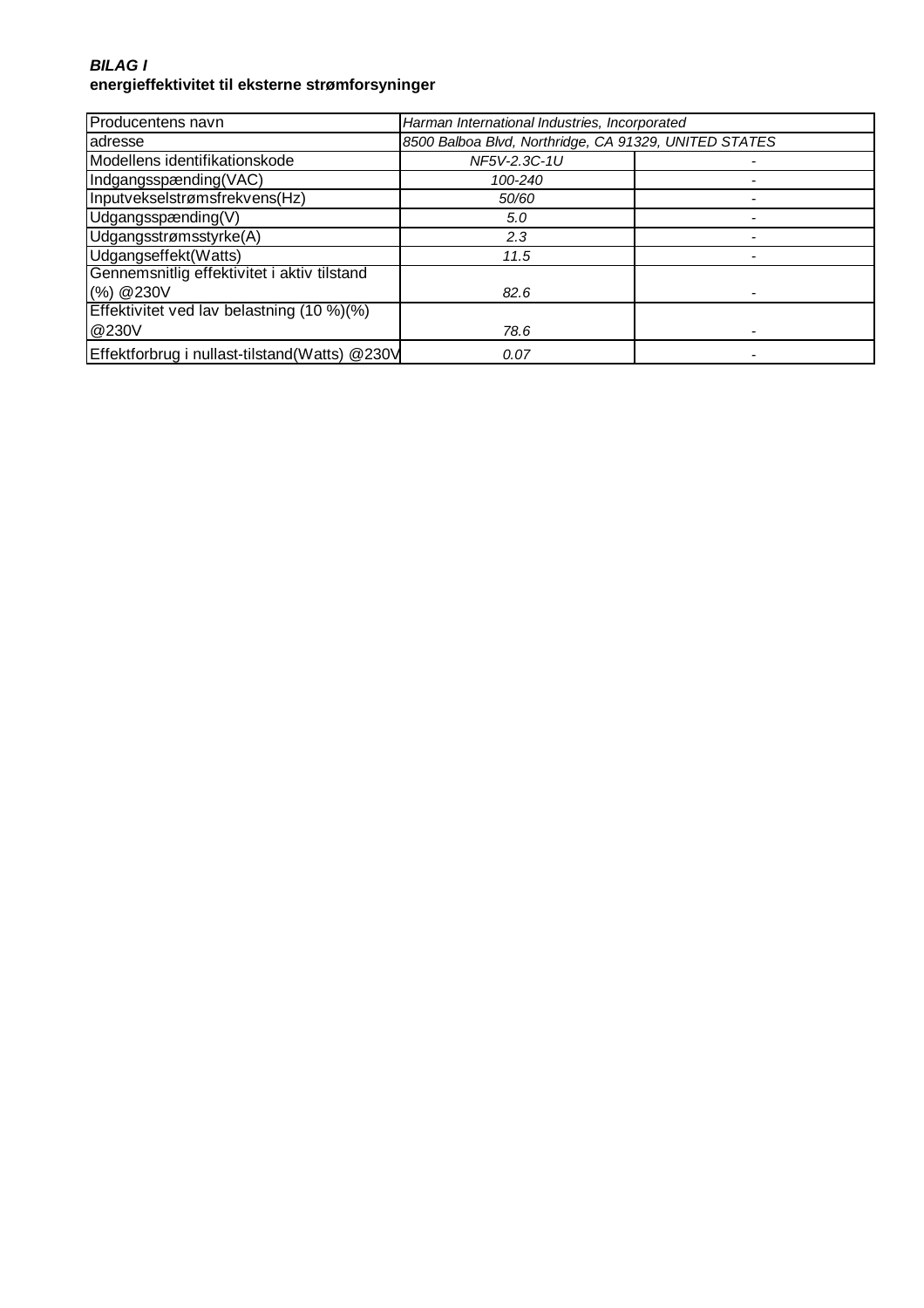***BILAG I***
**energieffektivitet til eksterne strømforsyninger**

| Producentens navn | *Harman International Industries, Incorporated* | |
|---|---|---|
| adresse | *8500 Balboa Blvd, Northridge, CA 91329, UNITED STATES* | |
| Modellens identifikationskode | *NF5V-2.3C-1U* | - |
| Indgangsspænding(VAC) | *100-240* | - |
| Inputvekselstrømsfrekvens(Hz) | *50/60* | - |
| Udgangsspænding(V) | *5.0* | - |
| Udgangsstrømsstyrke(A) | *2.3* | - |
| Udgangseffekt(Watts) | *11.5* | - |
| Gennemsnitlig effektivitet i aktiv tilstand (%) @230V | *82.6* | - |
| Effektivitet ved lav belastning (10 %)(%) @230V | *78.6* | - |
| Effektforbrug i nullast-tilstand(Watts) @230V | *0.07* | - |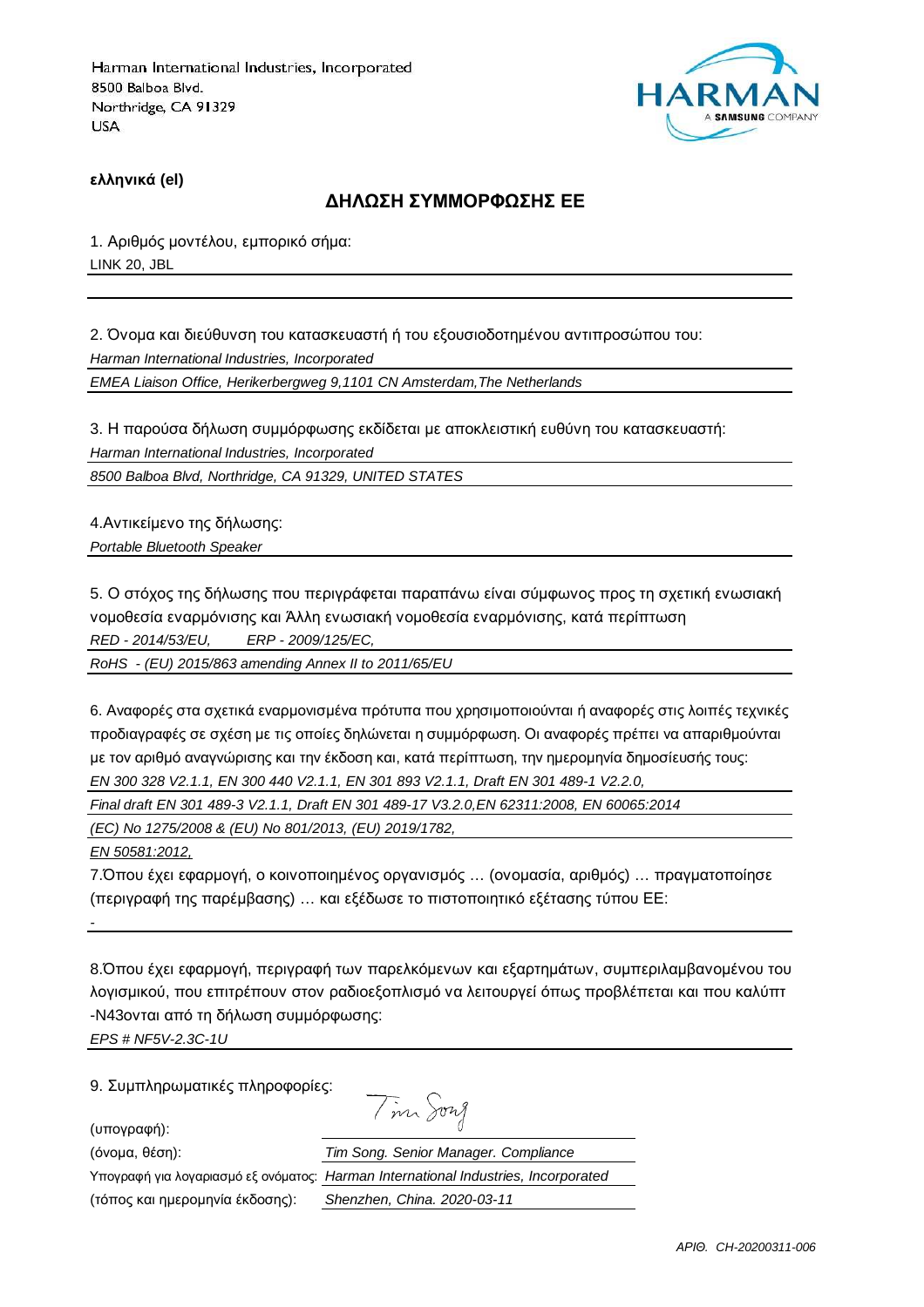Harman International Industries, Incorporated
8500 Balboa Blvd.
Northridge, CA 91329
USA

HARMAN
A SAMSUNG COMPANY

**ελληνικά (el)**

## ΔΗΛΩΣΗ ΣΥΜΜΟΡΦΩΣΗΣ ΕΕ

1. Αριθμός μοντέλου, εμπορικό σήμα:
LINK 20, JBL

2. Όνομα και διεύθυνση του κατασκευαστή ή του εξουσιοδοτημένου αντιπροσώπου του:
*Harman International Industries, Incorporated*
*EMEA Liaison Office, Herikerbergweg 9,1101 CN Amsterdam,The Netherlands*

3. Η παρούσα δήλωση συμμόρφωσης εκδίδεται με αποκλειστική ευθύνη του κατασκευαστή:
*Harman International Industries, Incorporated*
*8500 Balboa Blvd, Northridge, CA 91329, UNITED STATES*

4.Αντικείμενο της δήλωσης:
*Portable Bluetooth Speaker*

5. Ο στόχος της δήλωσης που περιγράφεται παραπάνω είναι σύμφωνος προς τη σχετική ενωσιακή νομοθεσία εναρμόνισης και Άλλη ενωσιακή νομοθεσία εναρμόνισης, κατά περίπτωση
*RED - 2014/53/EU, ERP - 2009/125/EC,*
*RoHS - (EU) 2015/863 amending Annex II to 2011/65/EU*

6. Αναφορές στα σχετικά εναρμονισμένα πρότυπα που χρησιμοποιούνται ή αναφορές στις λοιπές τεχνικές προδιαγραφές σε σχέση με τις οποίες δηλώνεται η συμμόρφωση. Οι αναφορές πρέπει να απαριθμούνται με τον αριθμό αναγνώρισης και την έκδοση και, κατά περίπτωση, την ημερομηνία δημοσίευσής τους:
*EN 300 328 V2.1.1, EN 300 440 V2.1.1, EN 301 893 V2.1.1, Draft EN 301 489-1 V2.2.0,*
*Final draft EN 301 489-3 V2.1.1, Draft EN 301 489-17 V3.2.0,EN 62311:2008, EN 60065:2014*
*(EC) No 1275/2008 & (EU) No 801/2013, (EU) 2019/1782,*
*EN 50581:2012,*

7.Όπου έχει εφαρμογή, ο κοινοποιημένος οργανισμός … (ονομασία, αριθμός) … πραγματοποίησε (περιγραφή της παρέμβασης) … και εξέδωσε το πιστοποιητικό εξέτασης τύπου ΕΕ:
-

8.Όπου έχει εφαρμογή, περιγραφή των παρελκόμενων και εξαρτημάτων, συμπεριλαμβανομένου του λογισμικού, που επιτρέπουν στον ραδιοεξοπλισμό να λειτουργεί όπως προβλέπεται και που καλύπτ -N43ονται από τη δήλωση συμμόρφωσης:
*EPS # NF5V-2.3C-1U*

9. Συμπληρωματικές πληροφορίες:

(υπογραφή): Tim Song

(όνομα, θέση): *Tim Song. Senior Manager. Compliance*

Υπογραφή για λογαριασμό εξ ονόματος: *Harman International Industries, Incorporated*

(τόπος και ημερομηνία έκδοσης): *Shenzhen, China. 2020-03-11*

*ΑΡΙΘ. CH-20200311-006*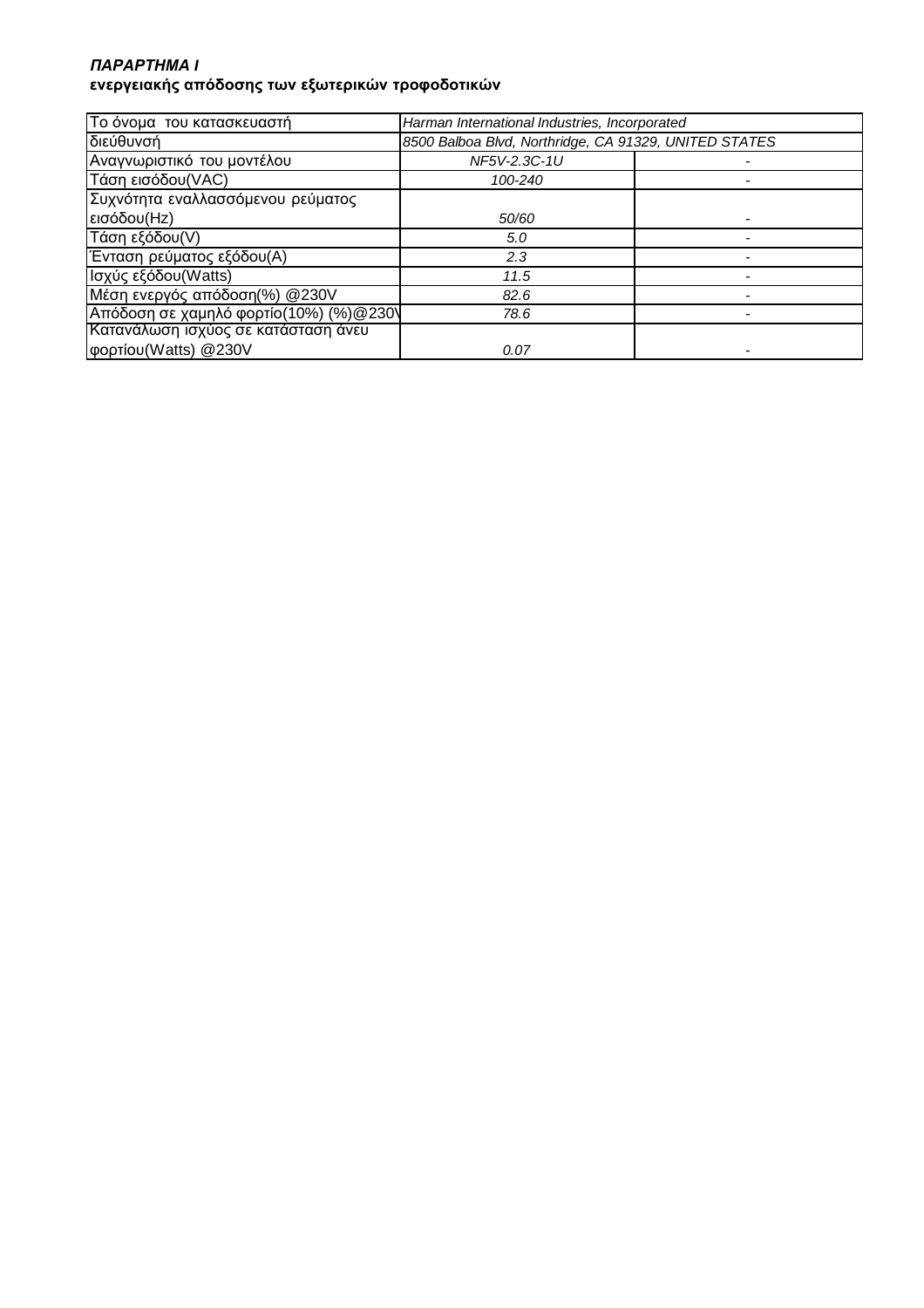***ΠΑΡΑΡΤΗΜΑ I***
**ενεργειακής απόδοσης των εξωτερικών τροφοδοτικών**

| Το όνομα του κατασκευαστή | *Harman International Industries, Incorporated* | |
|---|---|---|
| διεύθυνσή | *8500 Balboa Blvd, Northridge, CA 91329, UNITED STATES* | |
| Αναγνωριστικό του μοντέλου | *NF5V-2.3C-1U* | - |
| Τάση εισόδου(VAC) | *100-240* | - |
| Συχνότητα εναλλασσόμενου ρεύματος εισόδου(Hz) | *50/60* | - |
| Τάση εξόδου(V) | *5.0* | - |
| Ένταση ρεύματος εξόδου(A) | *2.3* | - |
| Ισχύς εξόδου(Watts) | *11.5* | - |
| Μέση ενεργός απόδοση(%) @230V | *82.6* | - |
| Απόδοση σε χαμηλό φορτίο(10%) (%)@230V | *78.6* | - |
| Κατανάλωση ισχύος σε κατάσταση άνευ φορτίου(Watts) @230V | *0.07* | - |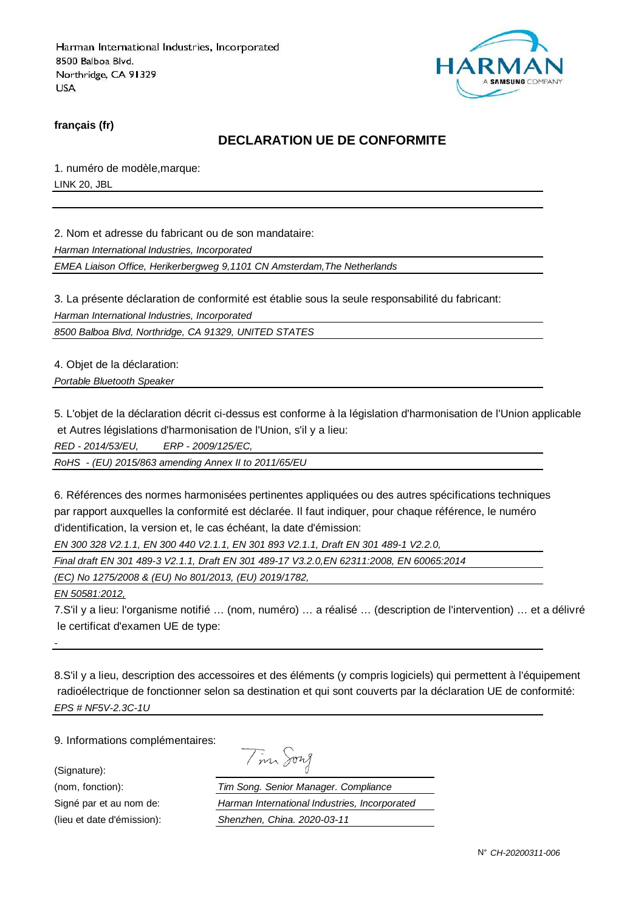Harman International Industries, Incorporated
8500 Balboa Blvd.
Northridge, CA 91329
USA

HARMAN
A SAMSUNG COMPANY

**français (fr)**

## DECLARATION UE DE CONFORMITE

1. numéro de modèle,marque:

LINK 20, JBL

2. Nom et adresse du fabricant ou de son mandataire:

*Harman International Industries, Incorporated*

*EMEA Liaison Office, Herikerbergweg 9,1101 CN Amsterdam,The Netherlands*

3. La présente déclaration de conformité est établie sous la seule responsabilité du fabricant:

*Harman International Industries, Incorporated*

*8500 Balboa Blvd, Northridge, CA 91329, UNITED STATES*

4. Objet de la déclaration:

*Portable Bluetooth Speaker*

5. L'objet de la déclaration décrit ci-dessus est conforme à la législation d'harmonisation de l'Union applicable et Autres législations d'harmonisation de l'Union, s'il y a lieu:

*RED - 2014/53/EU, ERP - 2009/125/EC,*

*RoHS - (EU) 2015/863 amending Annex II to 2011/65/EU*

6. Références des normes harmonisées pertinentes appliquées ou des autres spécifications techniques par rapport auxquelles la conformité est déclarée. Il faut indiquer, pour chaque référence, le numéro d'identification, la version et, le cas échéant, la date d'émission:

*EN 300 328 V2.1.1, EN 300 440 V2.1.1, EN 301 893 V2.1.1, Draft EN 301 489-1 V2.2.0,*

*Final draft EN 301 489-3 V2.1.1, Draft EN 301 489-17 V3.2.0,EN 62311:2008, EN 60065:2014*

*(EC) No 1275/2008 & (EU) No 801/2013, (EU) 2019/1782,*

*EN 50581:2012,*

7.S'il y a lieu: l'organisme notifié … (nom, numéro) … a réalisé … (description de l'intervention) … et a délivré le certificat d'examen UE de type:

-

8.S'il y a lieu, description des accessoires et des éléments (y compris logiciels) qui permettent à l'équipement radioélectrique de fonctionner selon sa destination et qui sont couverts par la déclaration UE de conformité:

*EPS # NF5V-2.3C-1U*

9. Informations complémentaires:

(Signature): Tim Song

(nom, fonction): *Tim Song. Senior Manager. Compliance*

Signé par et au nom de: *Harman International Industries, Incorporated*

(lieu et date d'émission): *Shenzhen, China. 2020-03-11*

N° *CH-20200311-006*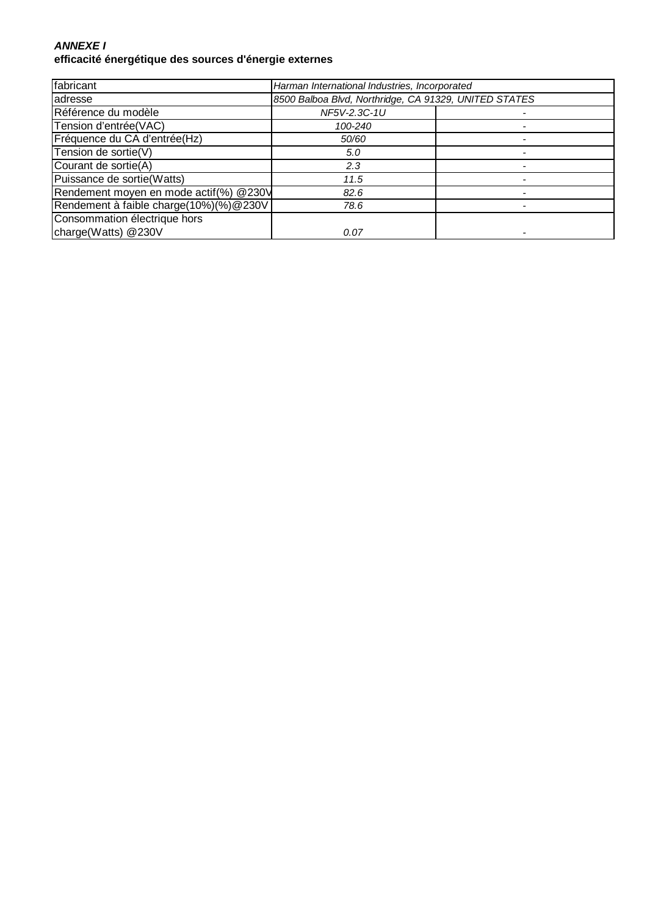***ANNEXE I***
**efficacité énergétique des sources d'énergie externes**

| fabricant | *Harman International Industries, Incorporated* | |
|---|---|---|
| adresse | *8500 Balboa Blvd, Northridge, CA 91329, UNITED STATES* | |
| Référence du modèle | *NF5V-2.3C-1U* | - |
| Tension d'entrée(VAC) | *100-240* | - |
| Fréquence du CA d'entrée(Hz) | *50/60* | - |
| Tension de sortie(V) | *5.0* | - |
| Courant de sortie(A) | *2.3* | - |
| Puissance de sortie(Watts) | *11.5* | - |
| Rendement moyen en mode actif(%) @230V | *82.6* | - |
| Rendement à faible charge(10%)(%)@230V | *78.6* | - |
| Consommation électrique hors charge(Watts) @230V | *0.07* | - |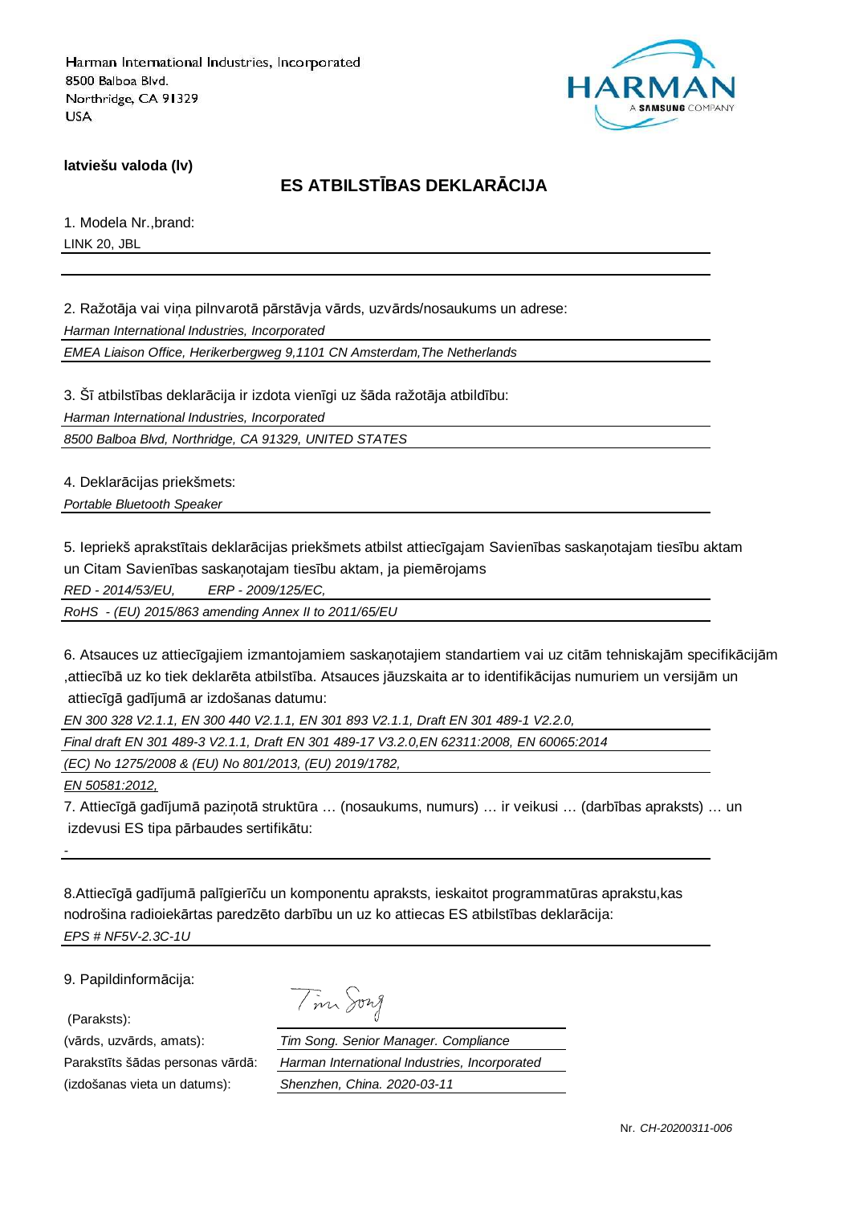Harman International Industries, Incorporated
8500 Balboa Blvd.
Northridge, CA 91329
USA

HARMAN
A SAMSUNG COMPANY

**latviešu valoda (lv)**

## ES ATBILSTĪBAS DEKLARĀCIJA

1. Modela Nr.,brand:

LINK 20, JBL

2. Ražotāja vai viņa pilnvarotā pārstāvja vārds, uzvārds/nosaukums un adrese:

*Harman International Industries, Incorporated*

*EMEA Liaison Office, Herikerbergweg 9,1101 CN Amsterdam,The Netherlands*

3. Šī atbilstības deklarācija ir izdota vienīgi uz šāda ražotāja atbildību:

*Harman International Industries, Incorporated*

*8500 Balboa Blvd, Northridge, CA 91329, UNITED STATES*

4. Deklarācijas priekšmets:

*Portable Bluetooth Speaker*

5. Iepriekš aprakstītais deklarācijas priekšmets atbilst attiecīgajam Savienības saskaņotajam tiesību aktam un Citam Savienības saskaņotajam tiesību aktam, ja piemērojams

*RED - 2014/53/EU, ERP - 2009/125/EC,*

*RoHS - (EU) 2015/863 amending Annex II to 2011/65/EU*

6. Atsauces uz attiecīgajiem izmantojamiem saskaņotajiem standartiem vai uz citām tehniskajām specifikācijām ,attiecībā uz ko tiek deklarēta atbilstība. Atsauces jāuzskaita ar to identifikācijas numuriem un versijām un attiecīgā gadījumā ar izdošanas datumu:

*EN 300 328 V2.1.1, EN 300 440 V2.1.1, EN 301 893 V2.1.1, Draft EN 301 489-1 V2.2.0,*

*Final draft EN 301 489-3 V2.1.1, Draft EN 301 489-17 V3.2.0,EN 62311:2008, EN 60065:2014*

*(EC) No 1275/2008 & (EU) No 801/2013, (EU) 2019/1782,*

*EN 50581:2012,*

7. Attiecīgā gadījumā paziņotā struktūra … (nosaukums, numurs) … ir veikusi … (darbības apraksts) … un izdevusi ES tipa pārbaudes sertifikātu:

-

8.Attiecīgā gadījumā palīgierīču un komponentu apraksts, ieskaitot programmatūras aprakstu,kas nodrošina radioiekārtas paredzēto darbību un uz ko attiecas ES atbilstības deklarācija:

*EPS # NF5V-2.3C-1U*

9. Papildinformācija:

(Paraksts): Tim Song

(vārds, uzvārds, amats): *Tim Song. Senior Manager. Compliance*

Parakstīts šādas personas vārdā: *Harman International Industries, Incorporated*

(izdošanas vieta un datums): *Shenzhen, China. 2020-03-11*

Nr. *CH-20200311-006*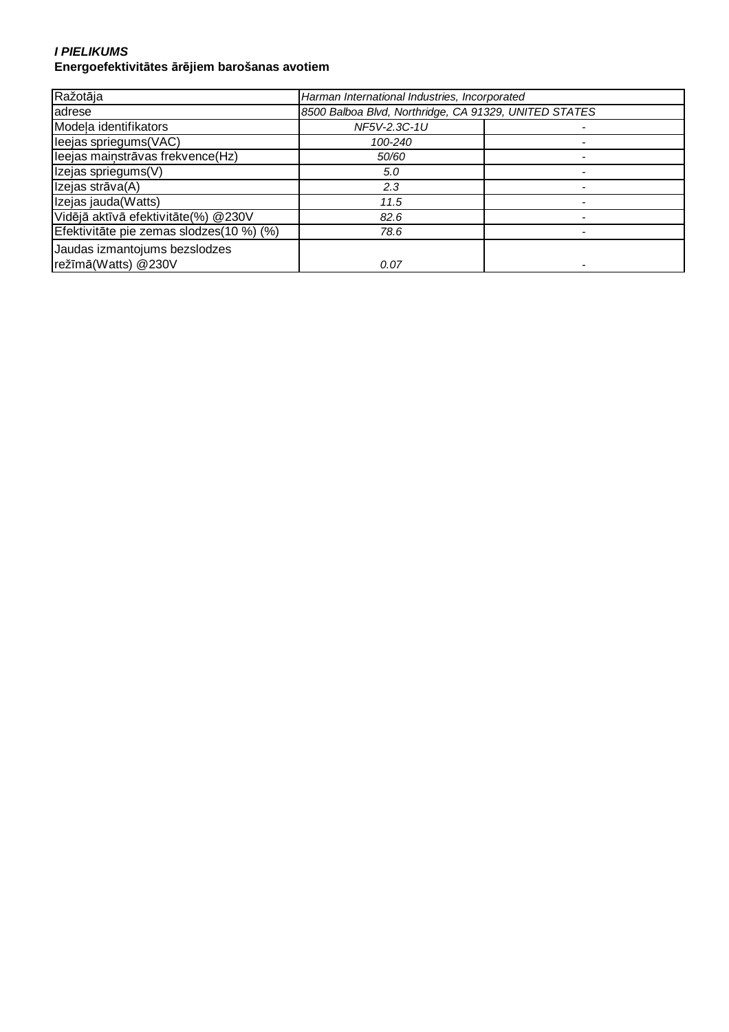***I PIELIKUMS***

**Energoefektivitātes ārējiem barošanas avotiem**

| Ražotāja | *Harman International Industries, Incorporated* | |
|---|---|---|
| adrese | *8500 Balboa Blvd, Northridge, CA 91329, UNITED STATES* | |
| Modeļa identifikators | *NF5V-2.3C-1U* | - |
| Ieejas spriegums(VAC) | *100-240* | - |
| Ieejas maiņstrāvas frekvence(Hz) | *50/60* | - |
| Izejas spriegums(V) | *5.0* | - |
| Izejas strāva(A) | *2.3* | - |
| Izejas jauda(Watts) | *11.5* | - |
| Vidējā aktīvā efektivitāte(%) @230V | *82.6* | - |
| Efektivitāte pie zemas slodzes(10 %) (%) | *78.6* | - |
| Jaudas izmantojums bezslodzes režīmā(Watts) @230V | *0.07* | - |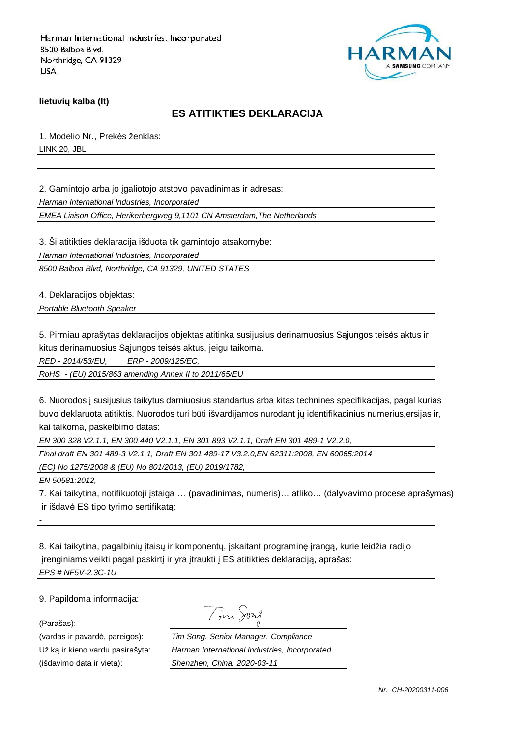Harman International Industries, Incorporated
8500 Balboa Blvd.
Northridge, CA 91329
USA

HARMAN A SAMSUNG COMPANY

**lietuvių kalba (lt)**

## ES ATITIKTIES DEKLARACIJA

1. Modelio Nr., Prekės ženklas:

LINK 20, JBL

2. Gamintojo arba jo įgaliotojo atstovo pavadinimas ir adresas:

*Harman International Industries, Incorporated*

*EMEA Liaison Office, Herikerbergweg 9,1101 CN Amsterdam,The Netherlands*

3. Ši atitikties deklaracija išduota tik gamintojo atsakomybe:

*Harman International Industries, Incorporated*

*8500 Balboa Blvd, Northridge, CA 91329, UNITED STATES*

4. Deklaracijos objektas:

*Portable Bluetooth Speaker*

5. Pirmiau aprašytas deklaracijos objektas atitinka susijusius derinamuosius Sąjungos teisės aktus ir kitus derinamuosius Sąjungos teisės aktus, jeigu taikoma.

*RED - 2014/53/EU, ERP - 2009/125/EC,*

*RoHS - (EU) 2015/863 amending Annex II to 2011/65/EU*

6. Nuorodos į susijusius taikytus darniuosius standartus arba kitas technines specifikacijas, pagal kurias buvo deklaruota atitiktis. Nuorodos turi būti išvardijamos nurodant jų identifikacinius numerius,ersijas ir, kai taikoma, paskelbimo datas:

*EN 300 328 V2.1.1, EN 300 440 V2.1.1, EN 301 893 V2.1.1, Draft EN 301 489-1 V2.2.0,*

*Final draft EN 301 489-3 V2.1.1, Draft EN 301 489-17 V3.2.0,EN 62311:2008, EN 60065:2014*

*(EC) No 1275/2008 & (EU) No 801/2013, (EU) 2019/1782,*

*EN 50581:2012,*

7. Kai taikytina, notifikuotoji įstaiga … (pavadinimas, numeris)… atliko… (dalyvavimo procese aprašymas) ir išdavė ES tipo tyrimo sertifikatą:

-

8. Kai taikytina, pagalbinių įtaisų ir komponentų, įskaitant programinę įrangą, kurie leidžia radijo įrenginiams veikti pagal paskirtį ir yra įtraukti į ES atitikties deklaraciją, aprašas:

*EPS # NF5V-2.3C-1U*

9. Papildoma informacija:

(Parašas):

(vardas ir pavardė, pareigos): *Tim Song. Senior Manager. Compliance*

Už ką ir kieno vardu pasirašyta: *Harman International Industries, Incorporated*

(išdavimo data ir vieta): *Shenzhen, China. 2020-03-11*

*Nr. CH-20200311-006*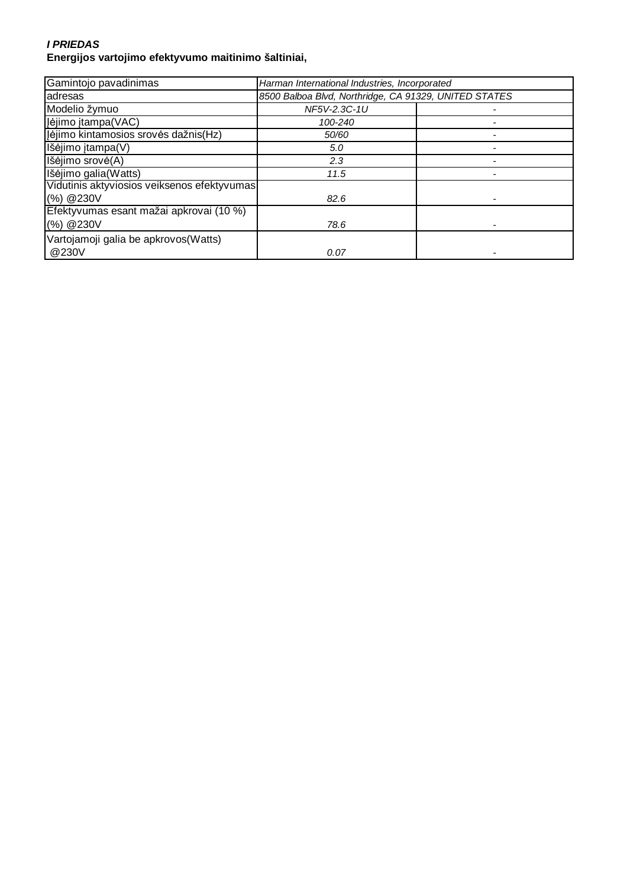***I PRIEDAS***

**Energijos vartojimo efektyvumo maitinimo šaltiniai,**

| Gamintojo pavadinimas | *Harman International Industries, Incorporated* | |
|---|---|---|
| adresas | *8500 Balboa Blvd, Northridge, CA 91329, UNITED STATES* | |
| Modelio žymuo | *NF5V-2.3C-1U* | - |
| Įėjimo įtampa(VAC) | *100-240* | - |
| Įėjimo kintamosios srovės dažnis(Hz) | *50/60* | - |
| Išėjimo įtampa(V) | *5.0* | - |
| Išėjimo srovė(A) | *2.3* | - |
| Išėjimo galia(Watts) | *11.5* | - |
| Vidutinis aktyviosios veiksenos efektyvumas (%) @230V | *82.6* | - |
| Efektyvumas esant mažai apkrovai (10 %) (%) @230V | *78.6* | - |
| Vartojamoji galia be apkrovos(Watts) @230V | *0.07* | - |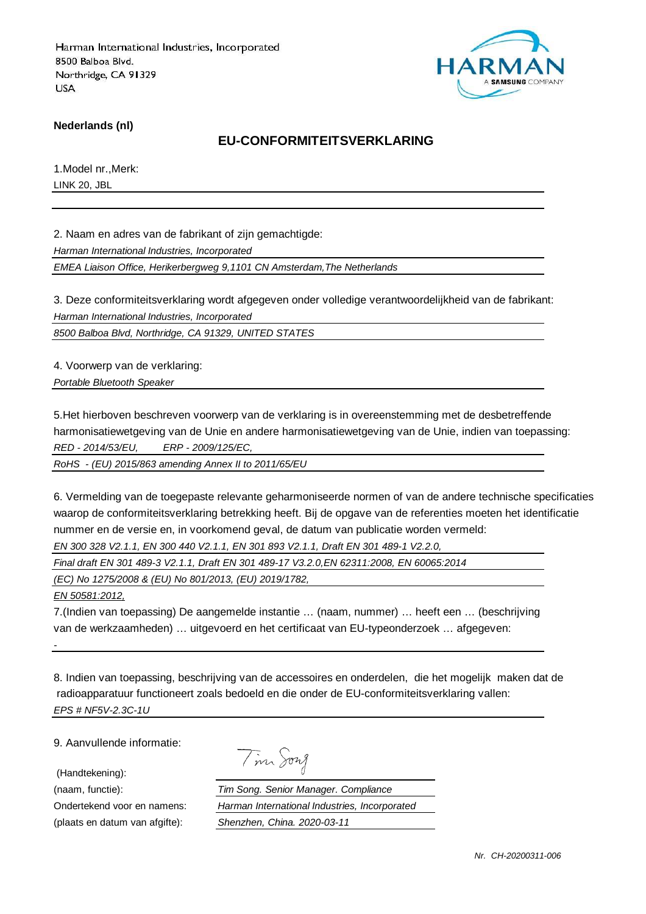Harman International Industries, Incorporated
8500 Balboa Blvd.
Northridge, CA 91329
USA

**Nederlands (nl)**

## EU-CONFORMITEITSVERKLARING

1.Model nr.,Merk:
LINK 20, JBL

2. Naam en adres van de fabrikant of zijn gemachtigde:
*Harman International Industries, Incorporated*
*EMEA Liaison Office, Herikerbergweg 9,1101 CN Amsterdam,The Netherlands*

3. Deze conformiteitsverklaring wordt afgegeven onder volledige verantwoordelijkheid van de fabrikant:
*Harman International Industries, Incorporated*
*8500 Balboa Blvd, Northridge, CA 91329, UNITED STATES*

4. Voorwerp van de verklaring:
*Portable Bluetooth Speaker*

5.Het hierboven beschreven voorwerp van de verklaring is in overeenstemming met de desbetreffende harmonisatiewetgeving van de Unie en andere harmonisatiewetgeving van de Unie, indien van toepassing:
*RED - 2014/53/EU, ERP - 2009/125/EC,*
*RoHS - (EU) 2015/863 amending Annex II to 2011/65/EU*

6. Vermelding van de toegepaste relevante geharmoniseerde normen of van de andere technische specificaties waarop de conformiteitsverklaring betrekking heeft. Bij de opgave van de referenties moeten het identificatie nummer en de versie en, in voorkomend geval, de datum van publicatie worden vermeld:
*EN 300 328 V2.1.1, EN 300 440 V2.1.1, EN 301 893 V2.1.1, Draft EN 301 489-1 V2.2.0,*
*Final draft EN 301 489-3 V2.1.1, Draft EN 301 489-17 V3.2.0,EN 62311:2008, EN 60065:2014*
*(EC) No 1275/2008 & (EU) No 801/2013, (EU) 2019/1782,*
*EN 50581:2012,*

7.(Indien van toepassing) De aangemelde instantie … (naam, nummer) … heeft een … (beschrijving van de werkzaamheden) … uitgevoerd en het certificaat van EU-typeonderzoek … afgegeven:
-

8. Indien van toepassing, beschrijving van de accessoires en onderdelen, die het mogelijk maken dat de radioapparatuur functioneert zoals bedoeld en die onder de EU-conformiteitsverklaring vallen:
*EPS # NF5V-2.3C-1U*

9. Aanvullende informatie:

(Handtekening): Tim Song
(naam, functie): *Tim Song. Senior Manager. Compliance*
Ondertekend voor en namens: *Harman International Industries, Incorporated*
(plaats en datum van afgifte): *Shenzhen, China. 2020-03-11*

*Nr. CH-20200311-006*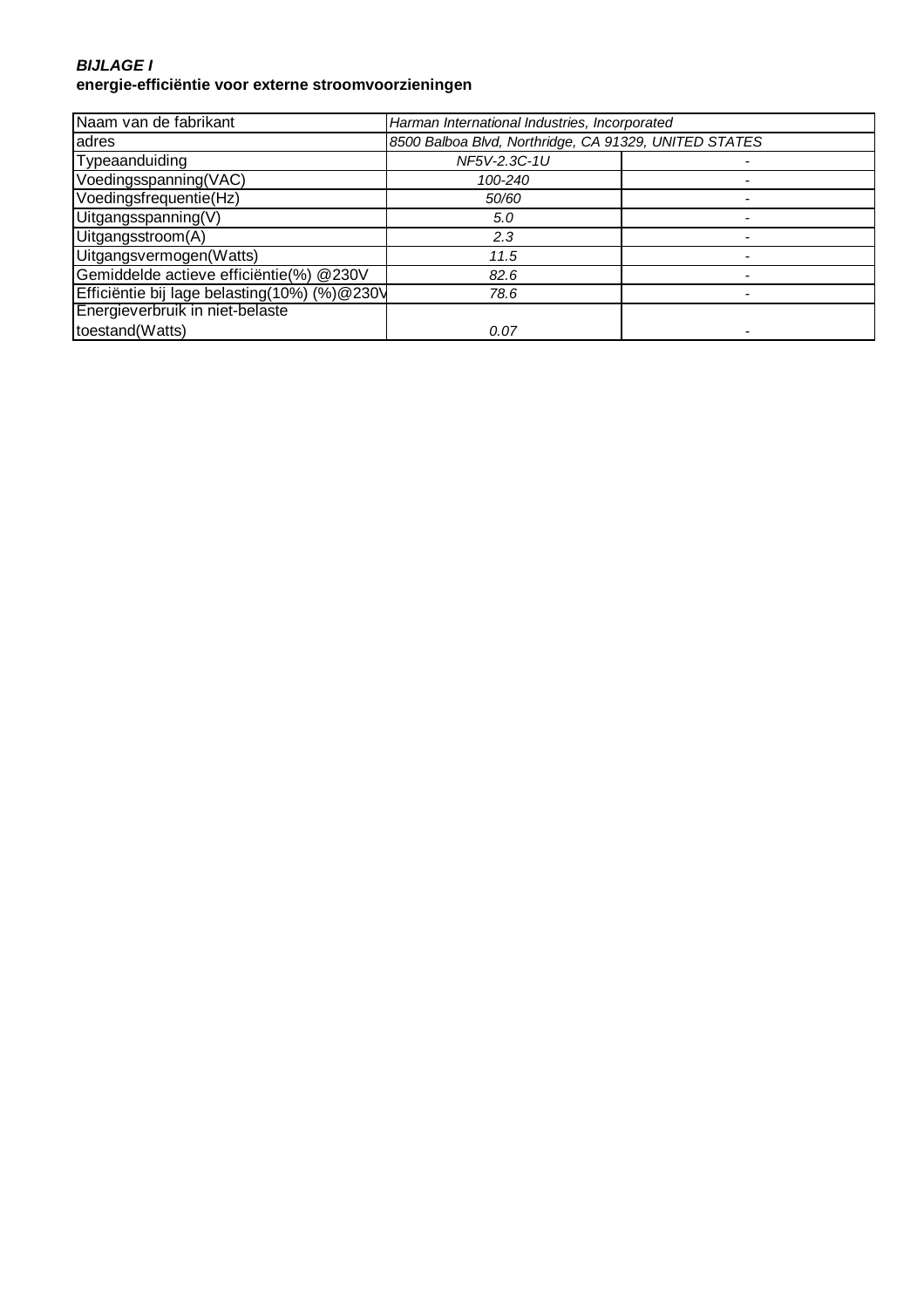***BIJLAGE I***
**energie-efficiëntie voor externe stroomvoorzieningen**

| Naam van de fabrikant | *Harman International Industries, Incorporated* | |
|---|---|---|
| adres | *8500 Balboa Blvd, Northridge, CA 91329, UNITED STATES* | |
| Typeaanduiding | *NF5V-2.3C-1U* | - |
| Voedingsspanning(VAC) | *100-240* | - |
| Voedingsfrequentie(Hz) | *50/60* | - |
| Uitgangsspanning(V) | *5.0* | - |
| Uitgangsstroom(A) | *2.3* | - |
| Uitgangsvermogen(Watts) | *11.5* | - |
| Gemiddelde actieve efficiëntie(%) @230V | *82.6* | - |
| Efficiëntie bij lage belasting(10%) (%)@230V | *78.6* | - |
| Energieverbruik in niet-belaste toestand(Watts) | *0.07* | - |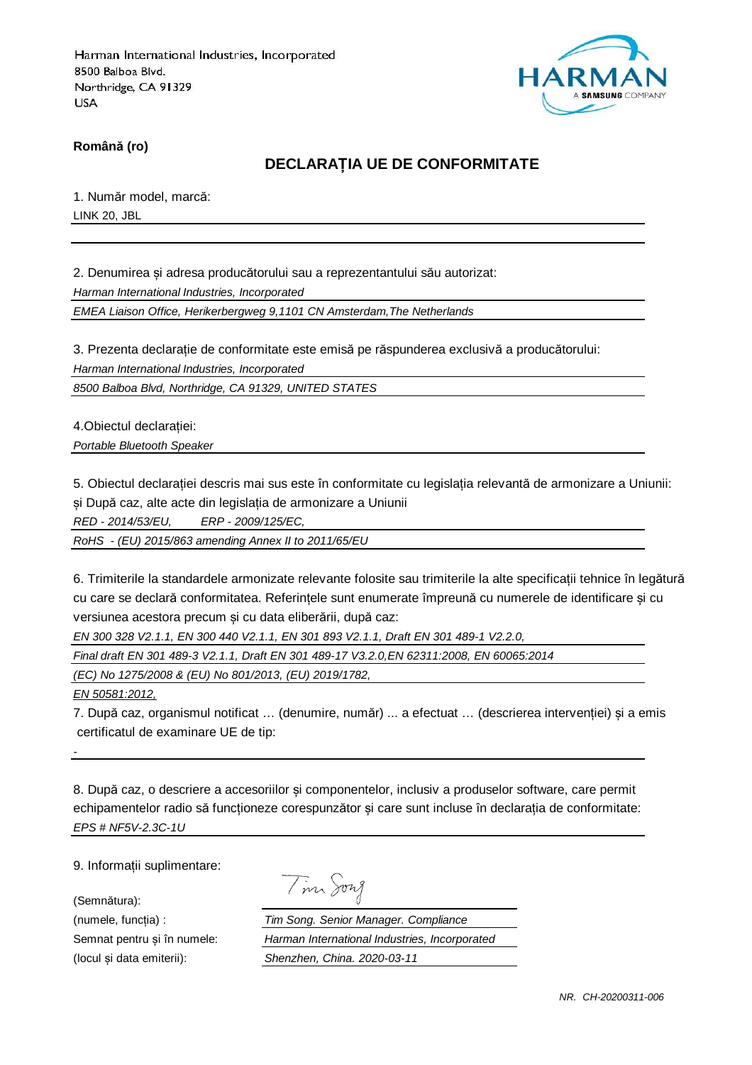Harman International Industries, Incorporated
8500 Balboa Blvd.
Northridge, CA 91329
USA

HARMAN
A SAMSUNG COMPANY

**Română (ro)**

## DECLARAȚIA UE DE CONFORMITATE

1. Număr model, marcă:

LINK 20, JBL

2. Denumirea și adresa producătorului sau a reprezentantului său autorizat:

*Harman International Industries, Incorporated*

*EMEA Liaison Office, Herikerbergweg 9,1101 CN Amsterdam,The Netherlands*

3. Prezenta declarație de conformitate este emisă pe răspunderea exclusivă a producătorului:

*Harman International Industries, Incorporated*

*8500 Balboa Blvd, Northridge, CA 91329, UNITED STATES*

4.Obiectul declarației:

*Portable Bluetooth Speaker*

5. Obiectul declarației descris mai sus este în conformitate cu legislația relevantă de armonizare a Uniunii: și După caz, alte acte din legislația de armonizare a Uniunii

*RED - 2014/53/EU,   ERP - 2009/125/EC,*

*RoHS - (EU) 2015/863 amending Annex II to 2011/65/EU*

6. Trimiterile la standardele armonizate relevante folosite sau trimiterile la alte specificații tehnice în legătură cu care se declară conformitatea. Referințele sunt enumerate împreună cu numerele de identificare și cu versiunea acestora precum și cu data eliberării, după caz:

*EN 300 328 V2.1.1, EN 300 440 V2.1.1, EN 301 893 V2.1.1, Draft EN 301 489-1 V2.2.0,*

*Final draft EN 301 489-3 V2.1.1, Draft EN 301 489-17 V3.2.0,EN 62311:2008, EN 60065:2014*

*(EC) No 1275/2008 & (EU) No 801/2013, (EU) 2019/1782,*

*EN 50581:2012,*

7. După caz, organismul notificat … (denumire, număr) ... a efectuat … (descrierea intervenției) și a emis certificatul de examinare UE de tip:

-

8. După caz, o descriere a accesoriilor și componentelor, inclusiv a produselor software, care permit echipamentelor radio să funcționeze corespunzător și care sunt incluse în declarația de conformitate:

*EPS # NF5V-2.3C-1U*

9. Informații suplimentare:

(Semnătura): Tim Song

(numele, funcția) : *Tim Song. Senior Manager. Compliance*

Semnat pentru și în numele: *Harman International Industries, Incorporated*

(locul și data emiterii): *Shenzhen, China. 2020-03-11*

*NR. CH-20200311-006*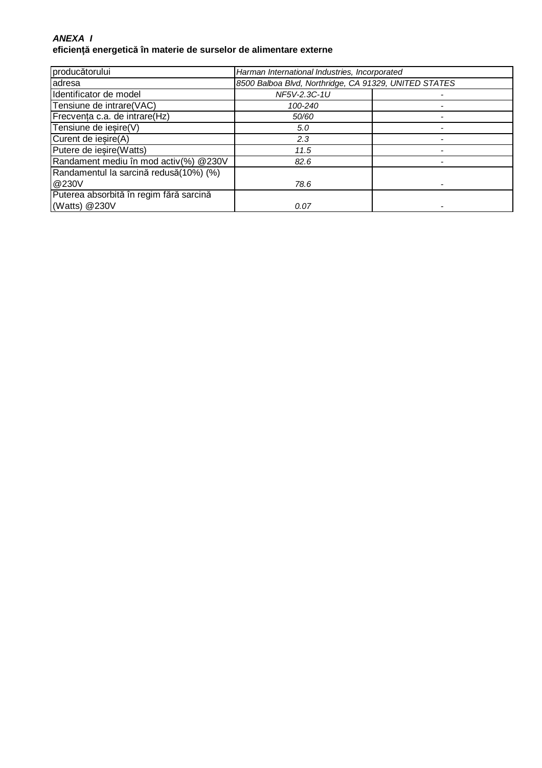***ANEXA I***
**eficiență energetică în materie de surselor de alimentare externe**

| producătorului | *Harman International Industries, Incorporated* | |
|---|---|---|
| adresa | *8500 Balboa Blvd, Northridge, CA 91329, UNITED STATES* | |
| Identificator de model | *NF5V-2.3C-1U* | - |
| Tensiune de intrare(VAC) | *100-240* | - |
| Frecvența c.a. de intrare(Hz) | *50/60* | - |
| Tensiune de ieșire(V) | *5.0* | - |
| Curent de ieșire(A) | *2.3* | - |
| Putere de ieșire(Watts) | *11.5* | - |
| Randament mediu în mod activ(%) @230V | *82.6* | - |
| Randamentul la sarcină redusă(10%) (%) @230V | *78.6* | - |
| Puterea absorbită în regim fără sarcină (Watts) @230V | *0.07* | - |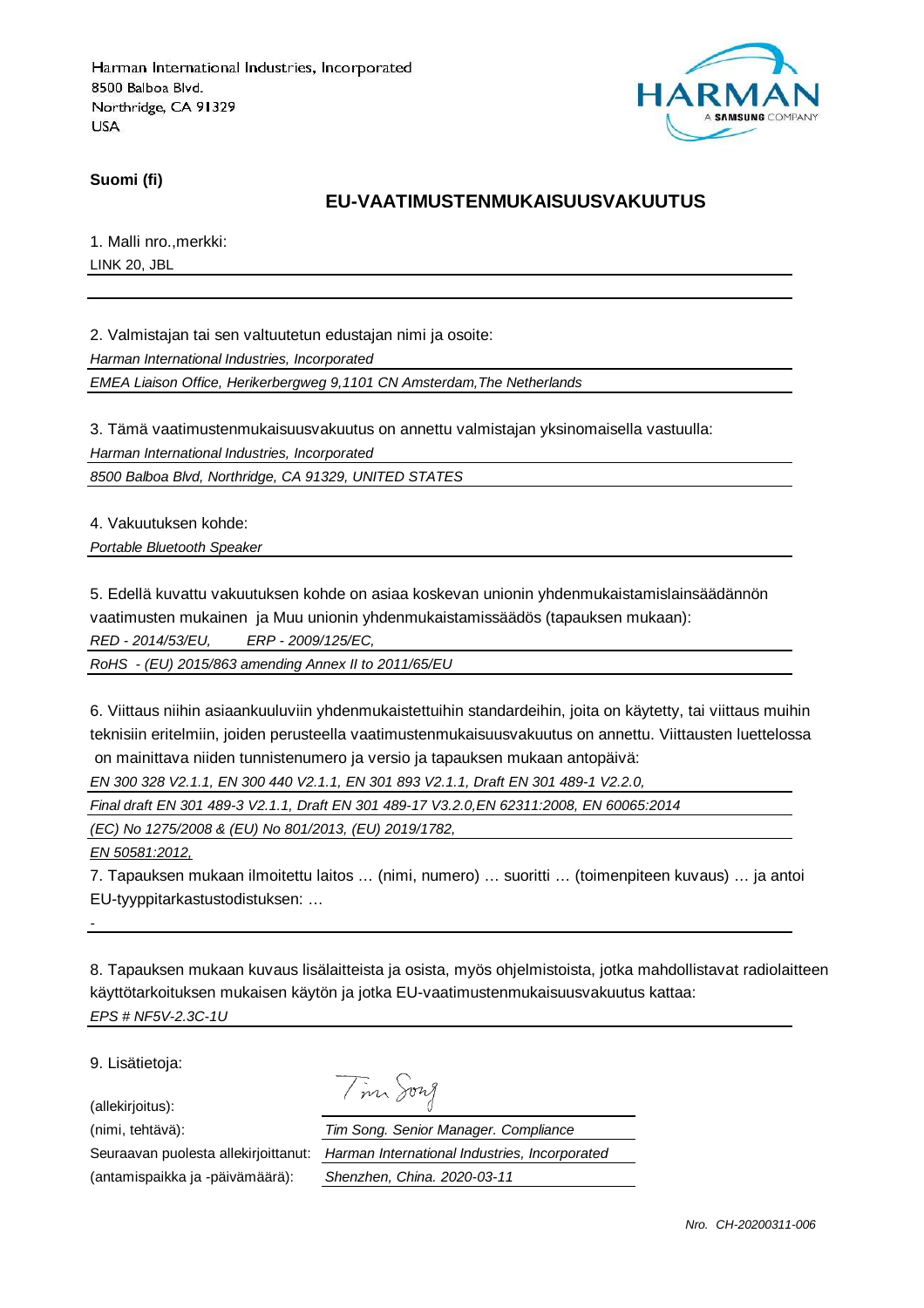Harman International Industries, Incorporated
8500 Balboa Blvd.
Northridge, CA 91329
USA

**Suomi (fi)**

## EU-VAATIMUSTENMUKAISUUSVAKUUTUS

1. Malli nro.,merkki:

LINK 20, JBL

2. Valmistajan tai sen valtuutetun edustajan nimi ja osoite:

*Harman International Industries, Incorporated*

*EMEA Liaison Office, Herikerbergweg 9,1101 CN Amsterdam,The Netherlands*

3. Tämä vaatimustenmukaisuusvakuutus on annettu valmistajan yksinomaisella vastuulla:

*Harman International Industries, Incorporated*

*8500 Balboa Blvd, Northridge, CA 91329, UNITED STATES*

4. Vakuutuksen kohde:

*Portable Bluetooth Speaker*

5. Edellä kuvattu vakuutuksen kohde on asiaa koskevan unionin yhdenmukaistamislainsäädännön vaatimusten mukainen ja Muu unionin yhdenmukaistamissäädös (tapauksen mukaan):

*RED - 2014/53/EU, ERP - 2009/125/EC,*

*RoHS - (EU) 2015/863 amending Annex II to 2011/65/EU*

6. Viittaus niihin asiaankuuluviin yhdenmukaistettuihin standardeihin, joita on käytetty, tai viittaus muihin teknisiin eritelmiin, joiden perusteella vaatimustenmukaisuusvakuutus on annettu. Viittausten luettelossa on mainittava niiden tunnistenumero ja versio ja tapauksen mukaan antopäivä:

*EN 300 328 V2.1.1, EN 300 440 V2.1.1, EN 301 893 V2.1.1, Draft EN 301 489-1 V2.2.0,*

*Final draft EN 301 489-3 V2.1.1, Draft EN 301 489-17 V3.2.0,EN 62311:2008, EN 60065:2014*

*(EC) No 1275/2008 & (EU) No 801/2013, (EU) 2019/1782,*

*EN 50581:2012,*

7. Tapauksen mukaan ilmoitettu laitos … (nimi, numero) … suoritti … (toimenpiteen kuvaus) … ja antoi EU-tyyppitarkastustodistuksen: …

-

8. Tapauksen mukaan kuvaus lisälaitteista ja osista, myös ohjelmistoista, jotka mahdollistavat radiolaitteen käyttötarkoituksen mukaisen käytön ja jotka EU-vaatimustenmukaisuusvakuutus kattaa:

*EPS # NF5V-2.3C-1U*

9. Lisätietoja:

(allekirjoitus): Tim Song

(nimi, tehtävä): *Tim Song. Senior Manager. Compliance*

Seuraavan puolesta allekirjoittanut: *Harman International Industries, Incorporated*

(antamispaikka ja -päivämäärä): *Shenzhen, China. 2020-03-11*

*Nro. CH-20200311-006*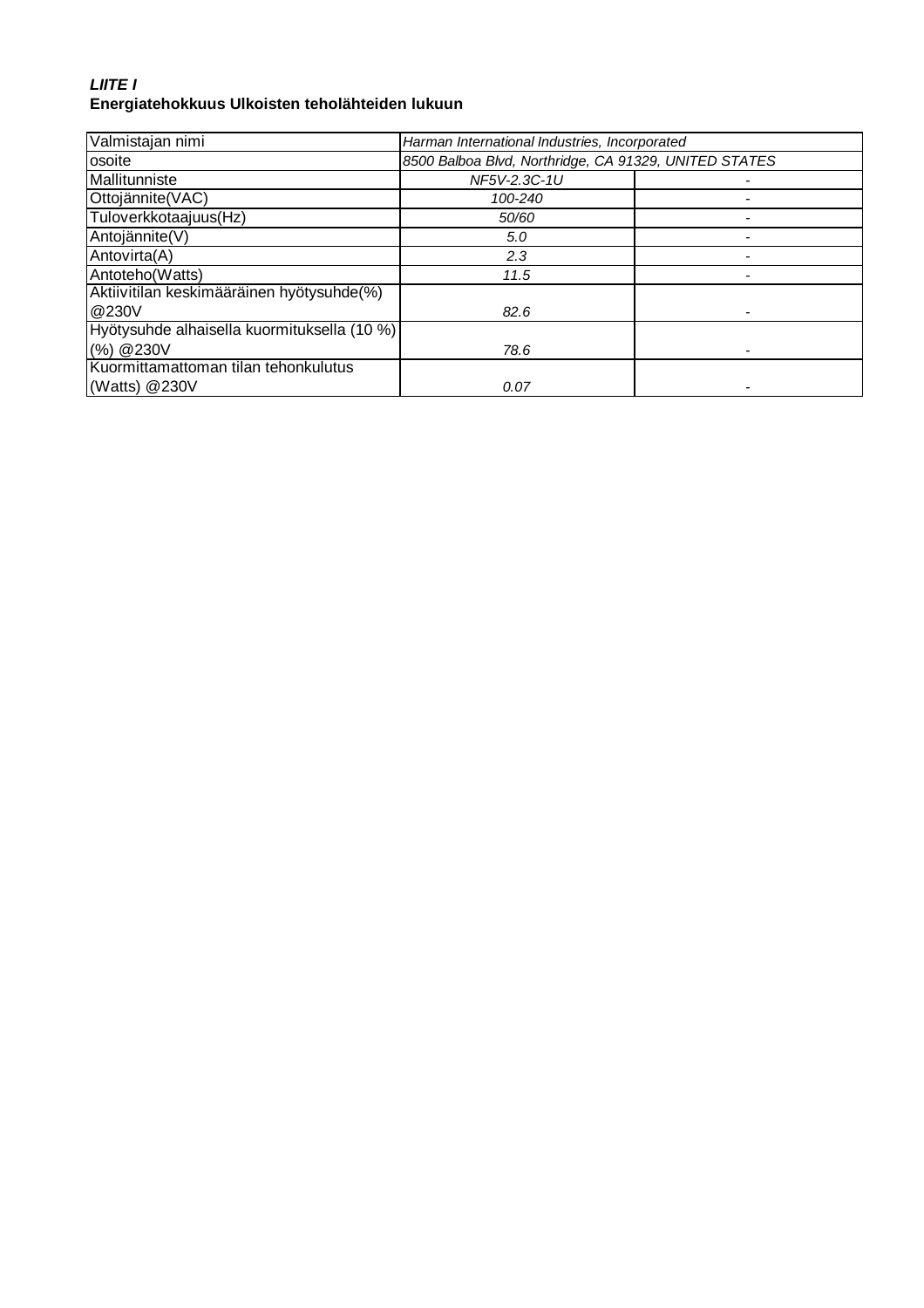***LIITE I***
**Energiatehokkuus Ulkoisten teholähteiden lukuun**

| Valmistajan nimi | *Harman International Industries, Incorporated* | |
|---|---|---|
| osoite | *8500 Balboa Blvd, Northridge, CA 91329, UNITED STATES* | |
| Mallitunniste | *NF5V-2.3C-1U* | - |
| Ottojännite(VAC) | *100-240* | - |
| Tuloverkkotaajuus(Hz) | *50/60* | - |
| Antojännite(V) | *5.0* | - |
| Antovirta(A) | *2.3* | - |
| Antoteho(Watts) | *11.5* | - |
| Aktiivitilan keskimääräinen hyötysuhde(%) @230V | *82.6* | - |
| Hyötysuhde alhaisella kuormituksella (10 %) (%) @230V | *78.6* | - |
| Kuormittamattoman tilan tehonkulutus (Watts) @230V | *0.07* | - |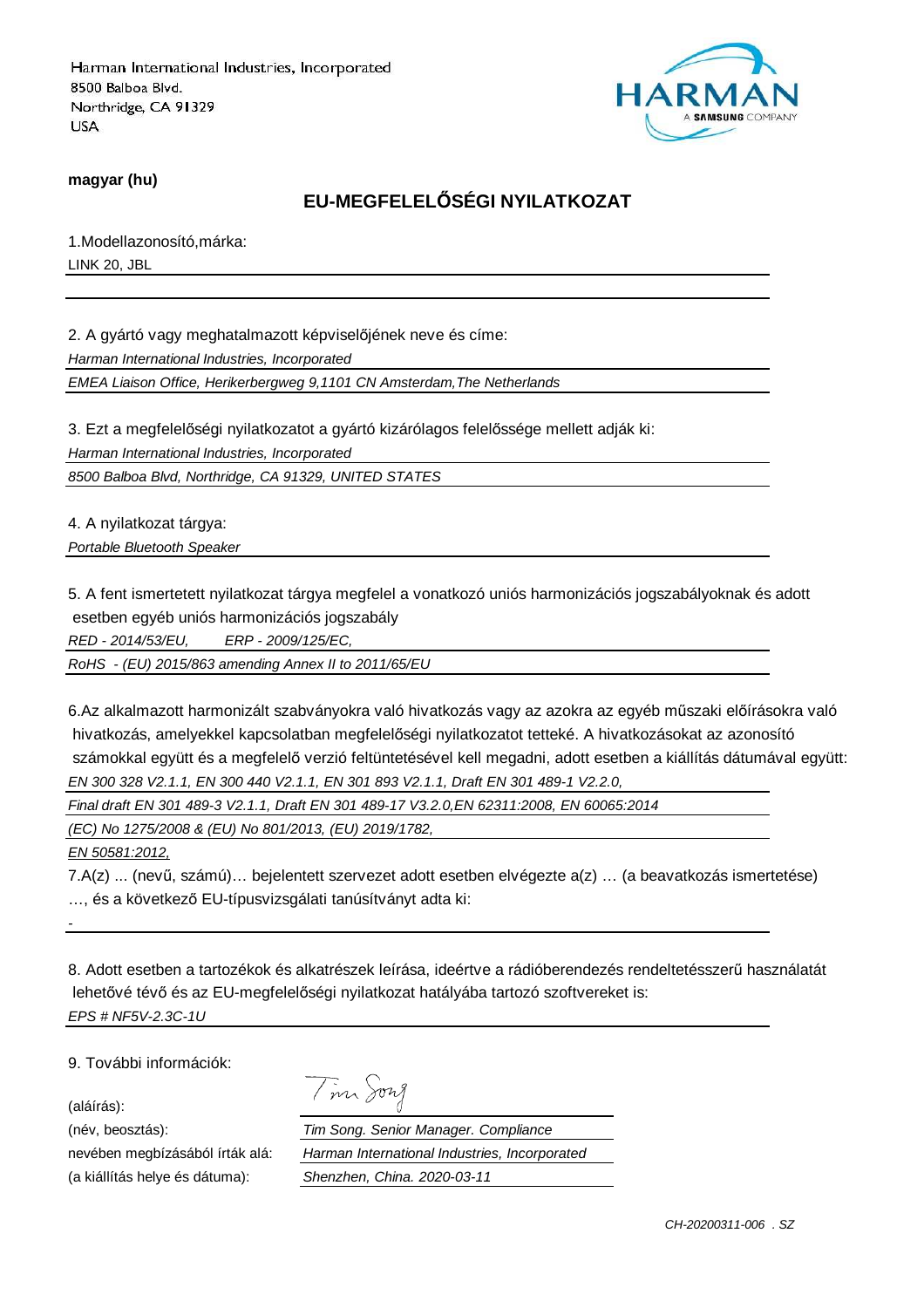Harman International Industries, Incorporated
8500 Balboa Blvd.
Northridge, CA 91329
USA

HARMAN
A SAMSUNG COMPANY

**magyar (hu)**

## EU-MEGFELELŐSÉGI NYILATKOZAT

1.Modellazonosító,márka:

LINK 20, JBL

2. A gyártó vagy meghatalmazott képviselőjének neve és címe:

*Harman International Industries, Incorporated*

*EMEA Liaison Office, Herikerbergweg 9,1101 CN Amsterdam,The Netherlands*

3. Ezt a megfelelőségi nyilatkozatot a gyártó kizárólagos felelőssége mellett adják ki:

*Harman International Industries, Incorporated*

*8500 Balboa Blvd, Northridge, CA 91329, UNITED STATES*

4. A nyilatkozat tárgya:

*Portable Bluetooth Speaker*

5. A fent ismertetett nyilatkozat tárgya megfelel a vonatkozó uniós harmonizációs jogszabályoknak és adott esetben egyéb uniós harmonizációs jogszabály

*RED - 2014/53/EU, ERP - 2009/125/EC,*

*RoHS - (EU) 2015/863 amending Annex II to 2011/65/EU*

6.Az alkalmazott harmonizált szabványokra való hivatkozás vagy az azokra az egyéb műszaki előírásokra való hivatkozás, amelyekkel kapcsolatban megfelelőségi nyilatkozatot tetteké. A hivatkozásokat az azonosító számokkal együtt és a megfelelő verzió feltüntetésével kell megadni, adott esetben a kiállítás dátumával együtt:

*EN 300 328 V2.1.1, EN 300 440 V2.1.1, EN 301 893 V2.1.1, Draft EN 301 489-1 V2.2.0,*

*Final draft EN 301 489-3 V2.1.1, Draft EN 301 489-17 V3.2.0,EN 62311:2008, EN 60065:2014*

*(EC) No 1275/2008 & (EU) No 801/2013, (EU) 2019/1782,*

*EN 50581:2012,*

7.A(z) ... (nevű, számú)… bejelentett szervezet adott esetben elvégezte a(z) … (a beavatkozás ismertetése) …, és a következő EU-típusvizsgálati tanúsítványt adta ki:

-

8. Adott esetben a tartozékok és alkatrészek leírása, ideértve a rádióberendezés rendeltetésszerű használatát lehetővé tévő és az EU-megfelelőségi nyilatkozat hatályába tartozó szoftvereket is:

*EPS # NF5V-2.3C-1U*

9. További információk:

(aláírás):

(név, beosztás): *Tim Song. Senior Manager. Compliance*

nevében megbízásából írták alá: *Harman International Industries, Incorporated*

(a kiállítás helye és dátuma): *Shenzhen, China. 2020-03-11*

*CH-20200311-006 . SZ*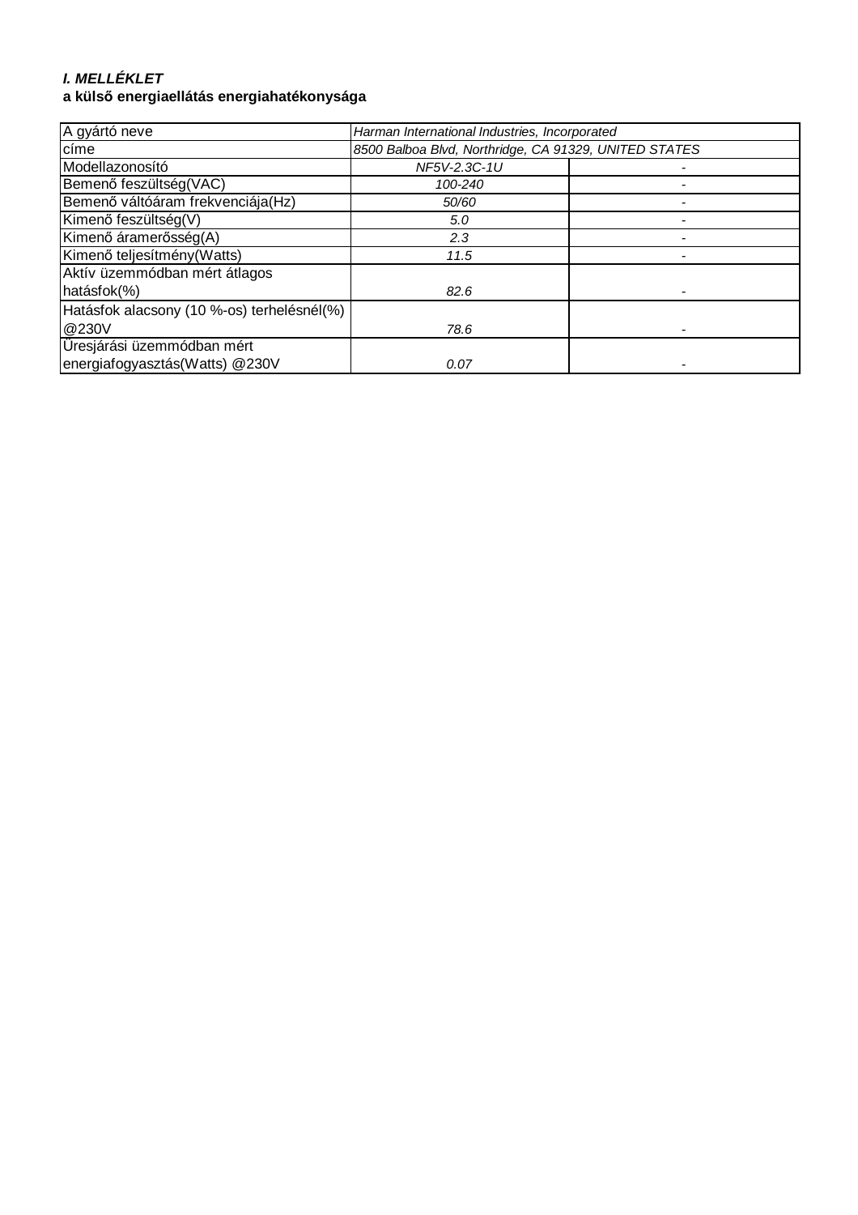***I. MELLÉKLET***

**a külső energiaellátás energiahatékonysága**

| A gyártó neve | *Harman International Industries, Incorporated* | |
|---|---|---|
| címe | *8500 Balboa Blvd, Northridge, CA 91329, UNITED STATES* | |
| Modellazonosító | *NF5V-2.3C-1U* | - |
| Bemenő feszültség(VAC) | *100-240* | - |
| Bemenő váltóáram frekvenciája(Hz) | *50/60* | - |
| Kimenő feszültség(V) | *5.0* | - |
| Kimenő áramerősség(A) | *2.3* | - |
| Kimenő teljesítmény(Watts) | *11.5* | - |
| Aktív üzemmódban mért átlagos hatásfok(%) | *82.6* | - |
| Hatásfok alacsony (10 %-os) terhelésnél(%) @230V | *78.6* | - |
| Üresjárási üzemmódban mért energiafogyasztás(Watts) @230V | *0.07* | - |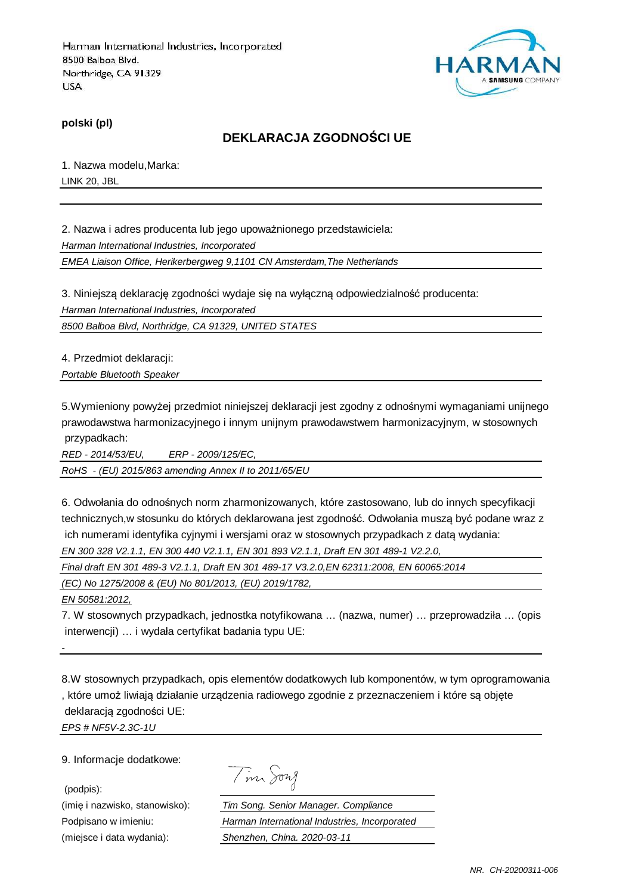Harman International Industries, Incorporated
8500 Balboa Blvd.
Northridge, CA 91329
USA

HARMAN
A SAMSUNG COMPANY

**polski (pl)**

## DEKLARACJA ZGODNOŚCI UE

1. Nazwa modelu,Marka:

LINK 20, JBL

2. Nazwa i adres producenta lub jego upoważnionego przedstawiciela:

*Harman International Industries, Incorporated*

*EMEA Liaison Office, Herikerbergweg 9,1101 CN Amsterdam,The Netherlands*

3. Niniejszą deklarację zgodności wydaje się na wyłączną odpowiedzialność producenta:

*Harman International Industries, Incorporated*

*8500 Balboa Blvd, Northridge, CA 91329, UNITED STATES*

4. Przedmiot deklaracji:

*Portable Bluetooth Speaker*

5.Wymieniony powyżej przedmiot niniejszej deklaracji jest zgodny z odnośnymi wymaganiami unijnego prawodawstwa harmonizacyjnego i innym unijnym prawodawstwem harmonizacyjnym, w stosownych przypadkach:

*RED - 2014/53/EU, ERP - 2009/125/EC,*

*RoHS - (EU) 2015/863 amending Annex II to 2011/65/EU*

6. Odwołania do odnośnych norm zharmonizowanych, które zastosowano, lub do innych specyfikacji technicznych,w stosunku do których deklarowana jest zgodność. Odwołania muszą być podane wraz z ich numerami identyfika cyjnymi i wersjami oraz w stosownych przypadkach z datą wydania:

*EN 300 328 V2.1.1, EN 300 440 V2.1.1, EN 301 893 V2.1.1, Draft EN 301 489-1 V2.2.0,*

*Final draft EN 301 489-3 V2.1.1, Draft EN 301 489-17 V3.2.0,EN 62311:2008, EN 60065:2014*

*(EC) No 1275/2008 & (EU) No 801/2013, (EU) 2019/1782,*

*EN 50581:2012,*

7. W stosownych przypadkach, jednostka notyfikowana … (nazwa, numer) … przeprowadziła … (opis interwencji) … i wydała certyfikat badania typu UE:

-

8.W stosownych przypadkach, opis elementów dodatkowych lub komponentów, w tym oprogramowania , które umoż liwiają działanie urządzenia radiowego zgodnie z przeznaczeniem i które są objęte deklaracją zgodności UE:

*EPS # NF5V-2.3C-1U*

9. Informacje dodatkowe:

| | |
|---|---|
| (podpis): | Tim Song |
| (imię i nazwisko, stanowisko): | *Tim Song. Senior Manager. Compliance* |
| Podpisano w imieniu: | *Harman International Industries, Incorporated* |
| (miejsce i data wydania): | *Shenzhen, China. 2020-03-11* |

*NR. CH-20200311-006*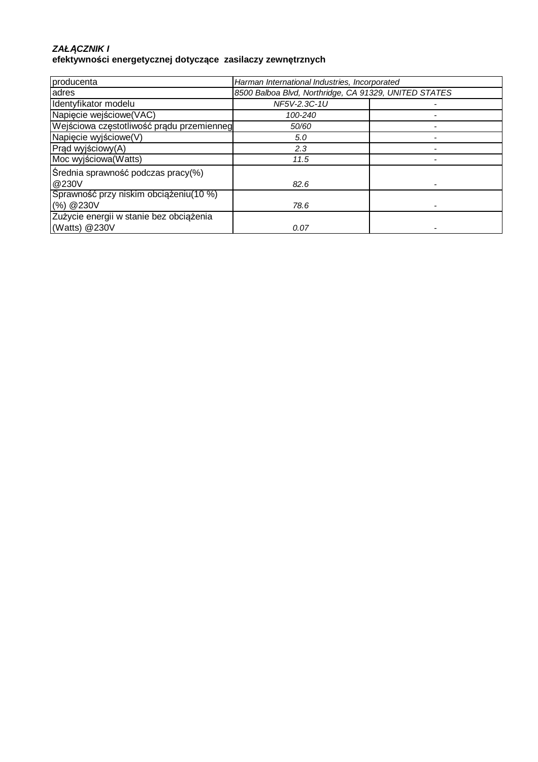***ZAŁĄCZNIK I***
**efektywności energetycznej dotyczące zasilaczy zewnętrznych**

| producenta | *Harman International Industries, Incorporated* | |
|---|---|---|
| adres | *8500 Balboa Blvd, Northridge, CA 91329, UNITED STATES* | |
| Identyfikator modelu | *NF5V-2.3C-1U* | - |
| Napięcie wejściowe(VAC) | *100-240* | - |
| Wejściowa częstotliwość prądu przemienneg | *50/60* | - |
| Napięcie wyjściowe(V) | *5.0* | - |
| Prąd wyjściowy(A) | *2.3* | - |
| Moc wyjściowa(Watts) | *11.5* | - |
| Średnia sprawność podczas pracy(%) @230V | *82.6* | - |
| Sprawność przy niskim obciążeniu(10 %) (%) @230V | *78.6* | - |
| Zużycie energii w stanie bez obciążenia (Watts) @230V | *0.07* | - |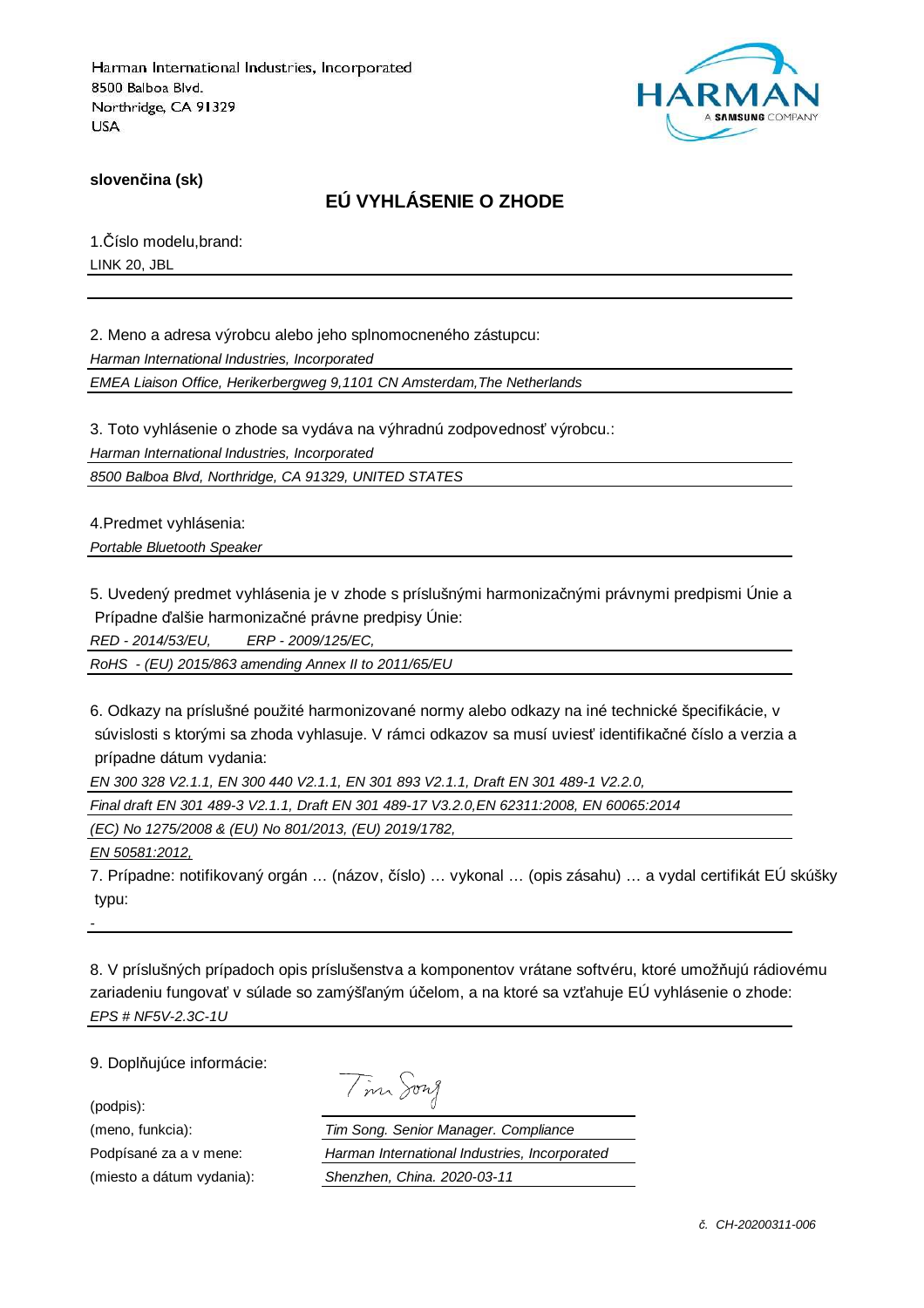Harman International Industries, Incorporated
8500 Balboa Blvd.
Northridge, CA 91329
USA

**slovenčina (sk)**

## EÚ VYHLÁSENIE O ZHODE

1.Číslo modelu,brand:

LINK 20, JBL

2. Meno a adresa výrobcu alebo jeho splnomocneného zástupcu:

*Harman International Industries, Incorporated*

*EMEA Liaison Office, Herikerbergweg 9,1101 CN Amsterdam,The Netherlands*

3. Toto vyhlásenie o zhode sa vydáva na výhradnú zodpovednosť výrobcu.:

*Harman International Industries, Incorporated*

*8500 Balboa Blvd, Northridge, CA 91329, UNITED STATES*

4.Predmet vyhlásenia:

*Portable Bluetooth Speaker*

5. Uvedený predmet vyhlásenia je v zhode s príslušnými harmonizačnými právnymi predpismi Únie a Prípadne ďalšie harmonizačné právne predpisy Únie:

*RED - 2014/53/EU, ERP - 2009/125/EC,*

*RoHS - (EU) 2015/863 amending Annex II to 2011/65/EU*

6. Odkazy na príslušné použité harmonizované normy alebo odkazy na iné technické špecifikácie, v súvislosti s ktorými sa zhoda vyhlasuje. V rámci odkazov sa musí uviesť identifikačné číslo a verzia a prípadne dátum vydania:

*EN 300 328 V2.1.1, EN 300 440 V2.1.1, EN 301 893 V2.1.1, Draft EN 301 489-1 V2.2.0,*

*Final draft EN 301 489-3 V2.1.1, Draft EN 301 489-17 V3.2.0,EN 62311:2008, EN 60065:2014*

*(EC) No 1275/2008 & (EU) No 801/2013, (EU) 2019/1782,*

*EN 50581:2012,*

7. Prípadne: notifikovaný orgán … (názov, číslo) … vykonal … (opis zásahu) … a vydal certifikát EÚ skúšky typu:

-

8. V príslušných prípadoch opis príslušenstva a komponentov vrátane softvéru, ktoré umožňujú rádiovému zariadeniu fungovať v súlade so zamýšľaným účelom, a na ktoré sa vzťahuje EÚ vyhlásenie o zhode:

*EPS # NF5V-2.3C-1U*

9. Doplňujúce informácie:

(podpis):

(meno, funkcia): *Tim Song. Senior Manager. Compliance*

Podpísané za a v mene: *Harman International Industries, Incorporated*

(miesto a dátum vydania): *Shenzhen, China. 2020-03-11*

*č. CH-20200311-006*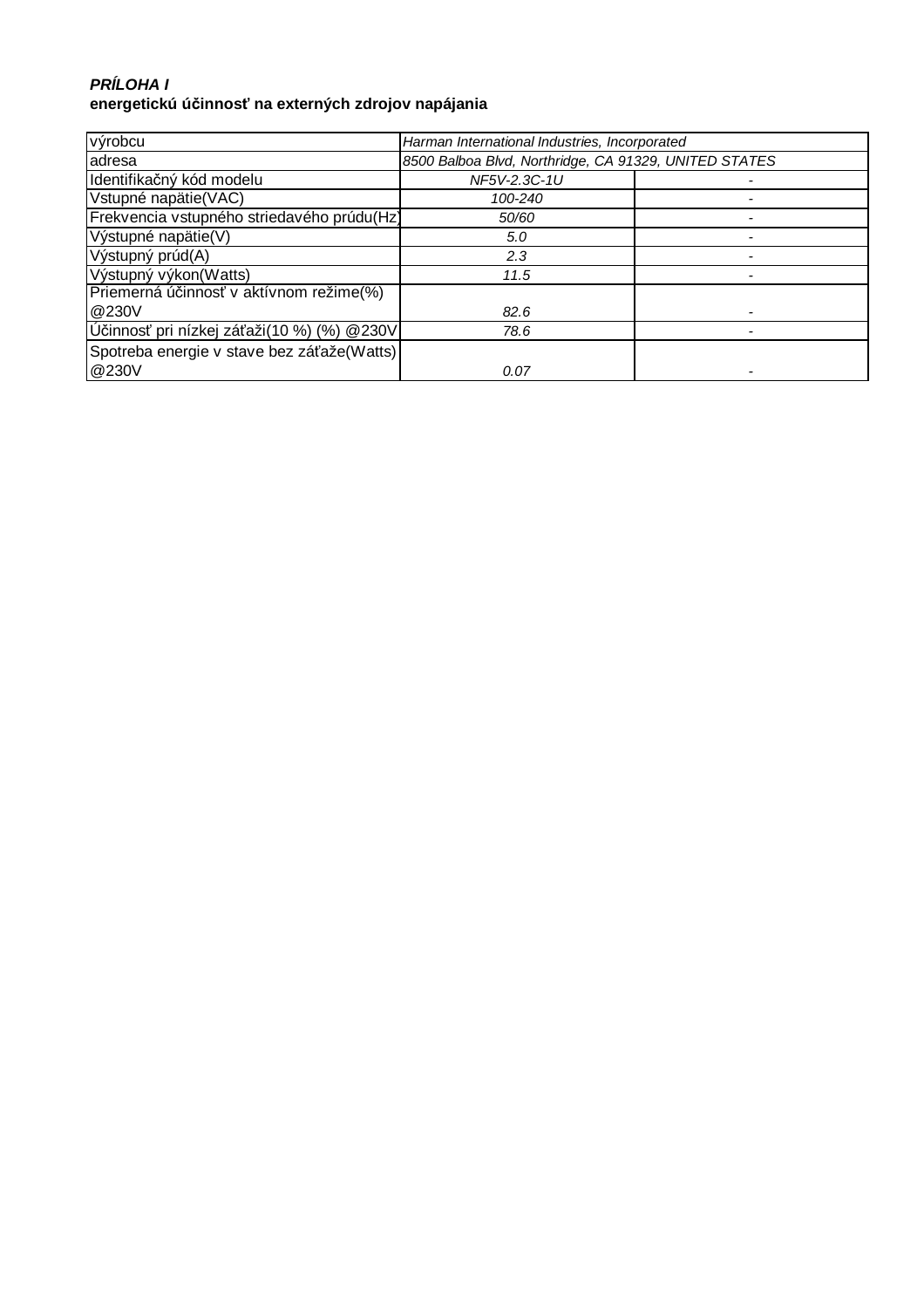***PRÍLOHA I***
**energetickú účinnosť na externých zdrojov napájania**

| výrobcu | *Harman International Industries, Incorporated* | |
|---|---|---|
| adresa | *8500 Balboa Blvd, Northridge, CA 91329, UNITED STATES* | |
| Identifikačný kód modelu | *NF5V-2.3C-1U* | - |
| Vstupné napätie(VAC) | *100-240* | - |
| Frekvencia vstupného striedavého prúdu(Hz) | *50/60* | - |
| Výstupné napätie(V) | *5.0* | - |
| Výstupný prúd(A) | *2.3* | - |
| Výstupný výkon(Watts) | *11.5* | - |
| Priemerná účinnosť v aktívnom režime(%) @230V | *82.6* | - |
| Účinnosť pri nízkej záťaži(10 %) (%) @230V | *78.6* | - |
| Spotreba energie v stave bez záťaže(Watts) @230V | *0.07* | - |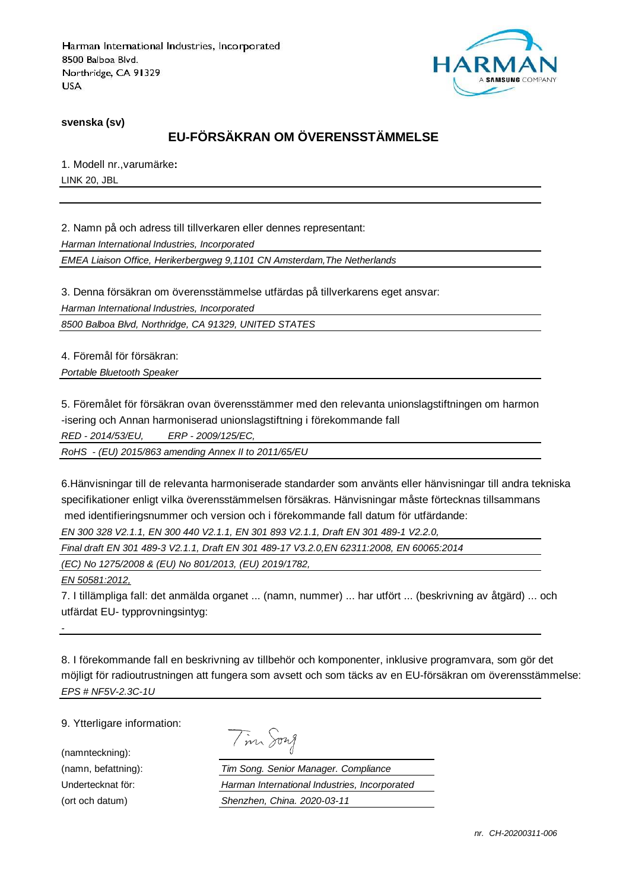Harman International Industries, Incorporated
8500 Balboa Blvd.
Northridge, CA 91329
USA

**svenska (sv)**

## EU-FÖRSÄKRAN OM ÖVERENSSTÄMMELSE

1. Modell nr.,varumärke**:**

LINK 20, JBL

2. Namn på och adress till tillverkaren eller dennes representant:

*Harman International Industries, Incorporated*

*EMEA Liaison Office, Herikerbergweg 9,1101 CN Amsterdam,The Netherlands*

3. Denna försäkran om överensstämmelse utfärdas på tillverkarens eget ansvar:

*Harman International Industries, Incorporated*

*8500 Balboa Blvd, Northridge, CA 91329, UNITED STATES*

4. Föremål för försäkran:

*Portable Bluetooth Speaker*

5. Föremålet för försäkran ovan överensstämmer med den relevanta unionslagstiftningen om harmon -isering och Annan harmoniserad unionslagstiftning i förekommande fall

*RED - 2014/53/EU, ERP - 2009/125/EC,*

*RoHS - (EU) 2015/863 amending Annex II to 2011/65/EU*

6.Hänvisningar till de relevanta harmoniserade standarder som använts eller hänvisningar till andra tekniska specifikationer enligt vilka överensstämmelsen försäkras. Hänvisningar måste förtecknas tillsammans med identifieringsnummer och version och i förekommande fall datum för utfärdande:

*EN 300 328 V2.1.1, EN 300 440 V2.1.1, EN 301 893 V2.1.1, Draft EN 301 489-1 V2.2.0,*

*Final draft EN 301 489-3 V2.1.1, Draft EN 301 489-17 V3.2.0,EN 62311:2008, EN 60065:2014*

*(EC) No 1275/2008 & (EU) No 801/2013, (EU) 2019/1782,*

*EN 50581:2012,*

7. I tillämpliga fall: det anmälda organet ... (namn, nummer) ... har utfört ... (beskrivning av åtgärd) ... och utfärdat EU- typprovningsintyg:

-

8. I förekommande fall en beskrivning av tillbehör och komponenter, inklusive programvara, som gör det möjligt för radioutrustningen att fungera som avsett och som täcks av en EU-försäkran om överensstämmelse:

*EPS # NF5V-2.3C-1U*

9. Ytterligare information:

| | |
|---|---|
| (namnteckning): | Tim Song |
| (namn, befattning): | *Tim Song. Senior Manager. Compliance* |
| Undertecknat för: | *Harman International Industries, Incorporated* |
| (ort och datum) | *Shenzhen, China. 2020-03-11* |

*nr. CH-20200311-006*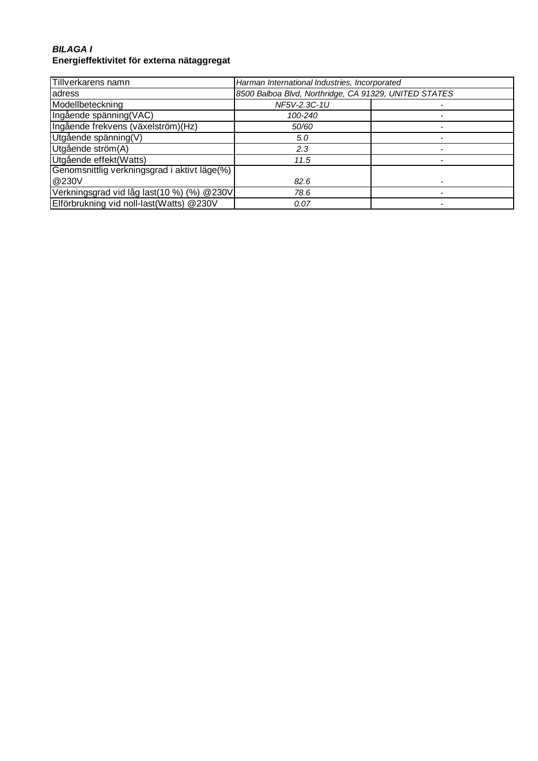***BILAGA I***
**Energieffektivitet för externa nätaggregat**

| Tillverkarens namn | *Harman International Industries, Incorporated* | |
|---|---|---|
| adress | *8500 Balboa Blvd, Northridge, CA 91329, UNITED STATES* | |
| Modellbeteckning | *NF5V-2.3C-1U* | - |
| Ingående spänning(VAC) | *100-240* | - |
| Ingående frekvens (växelström)(Hz) | *50/60* | - |
| Utgående spänning(V) | *5.0* | - |
| Utgående ström(A) | *2.3* | - |
| Utgående effekt(Watts) | *11.5* | - |
| Genomsnittlig verkningsgrad i aktivt läge(%) @230V | *82.6* | - |
| Verkningsgrad vid låg last(10 %) (%) @230V | *78.6* | - |
| Elförbrukning vid noll-last(Watts) @230V | *0.07* | - |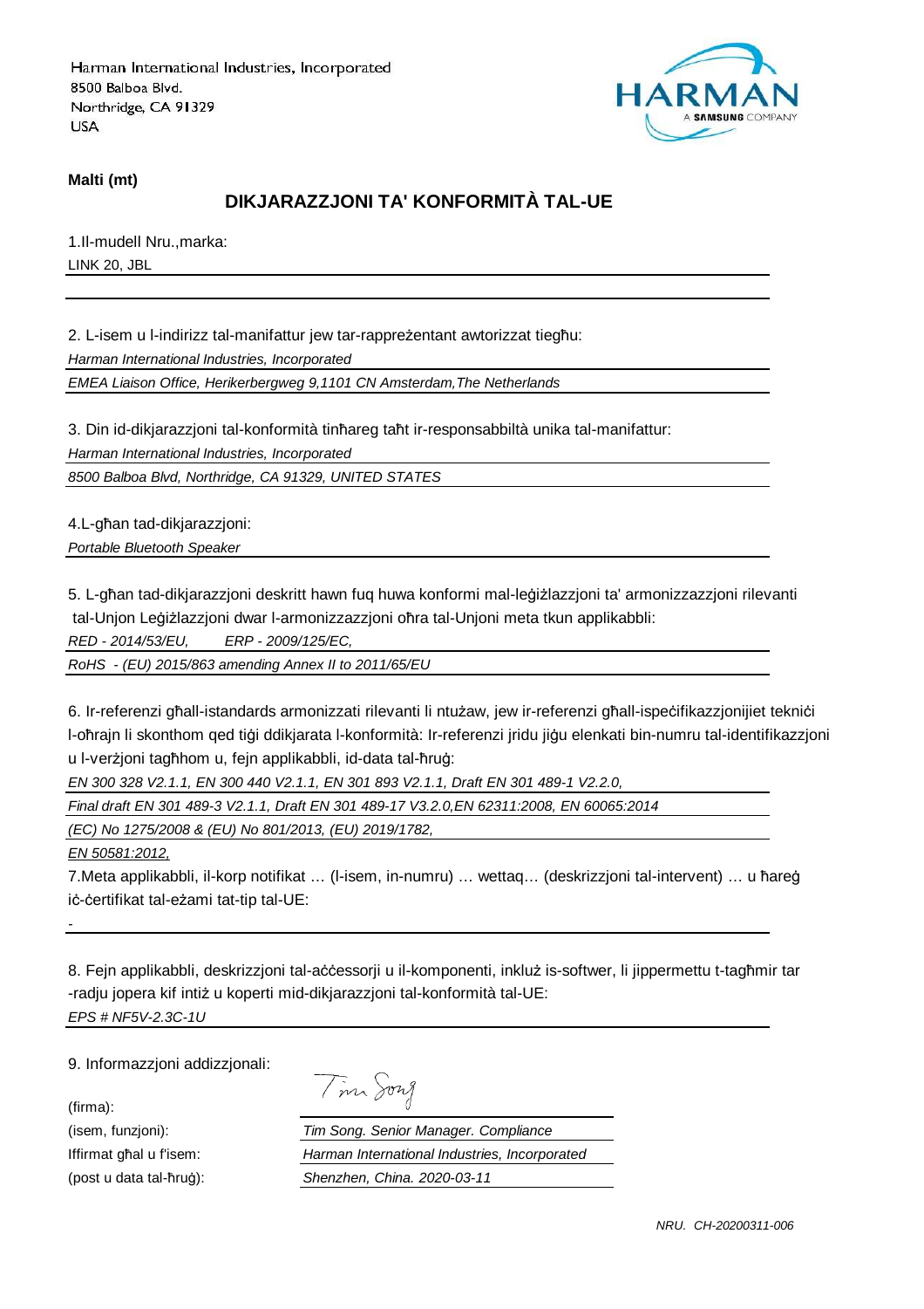Harman International Industries, Incorporated
8500 Balboa Blvd.
Northridge, CA 91329
USA

HARMAN
A SAMSUNG COMPANY

**Malti (mt)**

## DIKJARAZZJONI TA' KONFORMITÀ TAL-UE

1.Il-mudell Nru.,marka:

LINK 20, JBL

2. L-isem u l-indirizz tal-manifattur jew tar-rappreżentant awtorizzat tiegħu:

*Harman International Industries, Incorporated*

*EMEA Liaison Office, Herikerbergweg 9,1101 CN Amsterdam,The Netherlands*

3. Din id-dikjarazzjoni tal-konformità tinħareg taħt ir-responsabbiltà unika tal-manifattur:

*Harman International Industries, Incorporated*

*8500 Balboa Blvd, Northridge, CA 91329, UNITED STATES*

4.L-għan tad-dikjarazzjoni:

*Portable Bluetooth Speaker*

5. L-għan tad-dikjarazzjoni deskritt hawn fuq huwa konformi mal-leġiżlazzjoni ta' armonizzazzjoni rilevanti tal-Unjon Leġiżlazzjoni dwar l-armonizzazzjoni oħra tal-Unjoni meta tkun applikabbli:

*RED - 2014/53/EU, ERP - 2009/125/EC,*

*RoHS - (EU) 2015/863 amending Annex II to 2011/65/EU*

6. Ir-referenzi għall-istandards armonizzati rilevanti li ntużaw, jew ir-referenzi għall-ispeċifikazzjonijiet tekniċi l-oħrajn li skonthom qed tiġi ddikjarata l-konformità: Ir-referenzi jridu jiġu elenkati bin-numru tal-identifikazzjoni u l-verżjoni tagħhom u, fejn applikabbli, id-data tal-ħruġ:

*EN 300 328 V2.1.1, EN 300 440 V2.1.1, EN 301 893 V2.1.1, Draft EN 301 489-1 V2.2.0,*

*Final draft EN 301 489-3 V2.1.1, Draft EN 301 489-17 V3.2.0,EN 62311:2008, EN 60065:2014*

*(EC) No 1275/2008 & (EU) No 801/2013, (EU) 2019/1782,*

*EN 50581:2012,*

7.Meta applikabbli, il-korp notifikat … (l-isem, in-numru) … wettaq… (deskrizzjoni tal-intervent) … u ħareġ iċ-ċertifikat tal-eżami tat-tip tal-UE:

-

8. Fejn applikabbli, deskrizzjoni tal-aċċessorji u il-komponenti, inkluż is-softwer, li jippermettu t-tagħmir tar -radju jopera kif intiż u koperti mid-dikjarazzjoni tal-konformità tal-UE:

*EPS # NF5V-2.3C-1U*

9. Informazzjoni addizzjonali:

| | |
|---|---|
| (firma): | Tim Song |
| (isem, funzjoni): | *Tim Song. Senior Manager. Compliance* |
| Iffirmat għal u f'isem: | *Harman International Industries, Incorporated* |
| (post u data tal-ħruġ): | *Shenzhen, China. 2020-03-11* |

*NRU. CH-20200311-006*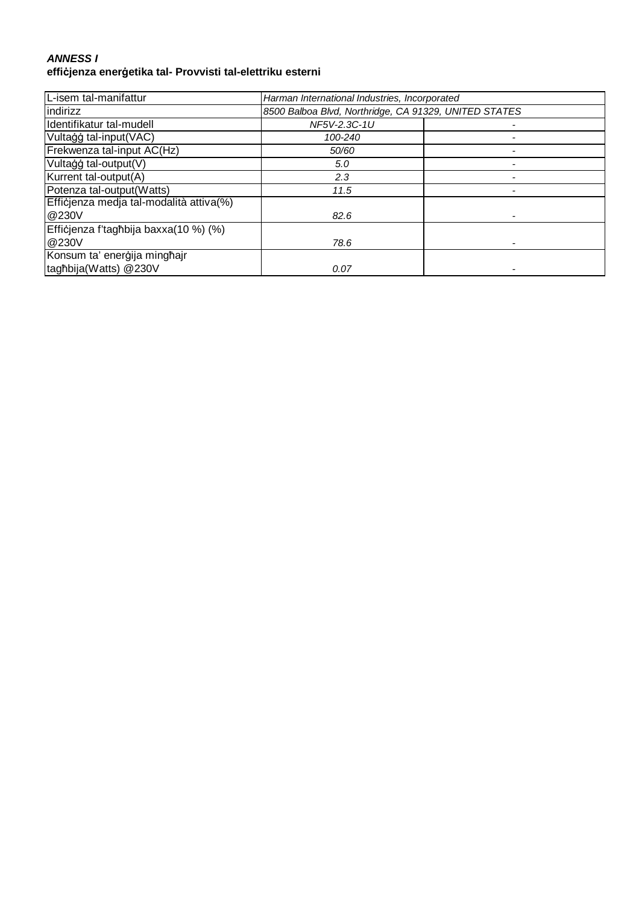***ANNESS I***
**effiċjenza enerġetika tal- Provvisti tal-elettriku esterni**

| L-isem tal-manifattur | *Harman International Industries, Incorporated* | |
|---|---|---|
| indirizz | *8500 Balboa Blvd, Northridge, CA 91329, UNITED STATES* | |
| Identifikatur tal-mudell | *NF5V-2.3C-1U* | - |
| Vultaġġ tal-input(VAC) | *100-240* | - |
| Frekwenza tal-input AC(Hz) | *50/60* | - |
| Vultaġġ tal-output(V) | *5.0* | - |
| Kurrent tal-output(A) | *2.3* | - |
| Potenza tal-output(Watts) | *11.5* | - |
| Effiċjenza medja tal-modalità attiva(%) @230V | *82.6* | - |
| Effiċjenza f'tagħbija baxxa(10 %) (%) @230V | *78.6* | - |
| Konsum ta' enerġija mingħajr tagħbija(Watts) @230V | *0.07* | - |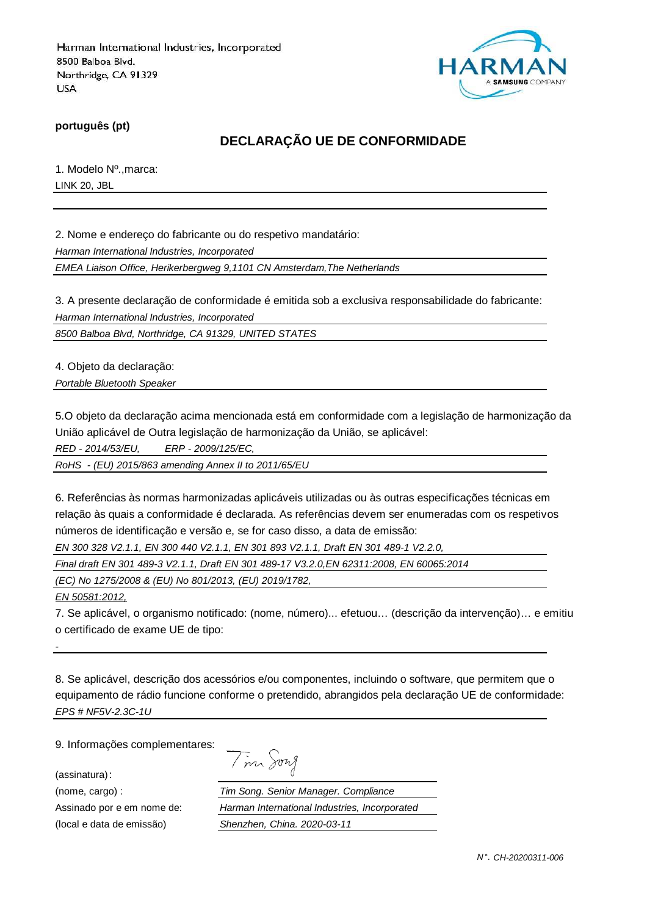Harman International Industries, Incorporated
8500 Balboa Blvd.
Northridge, CA 91329
USA

HARMAN
A SAMSUNG COMPANY

**português (pt)**

## DECLARAÇÃO UE DE CONFORMIDADE

1. Modelo Nº.,marca:

LINK 20, JBL

2. Nome e endereço do fabricante ou do respetivo mandatário:

*Harman International Industries, Incorporated*

*EMEA Liaison Office, Herikerbergweg 9,1101 CN Amsterdam,The Netherlands*

3. A presente declaração de conformidade é emitida sob a exclusiva responsabilidade do fabricante:

*Harman International Industries, Incorporated*

*8500 Balboa Blvd, Northridge, CA 91329, UNITED STATES*

4. Objeto da declaração:

*Portable Bluetooth Speaker*

5.O objeto da declaração acima mencionada está em conformidade com a legislação de harmonização da União aplicável de Outra legislação de harmonização da União, se aplicável:

*RED - 2014/53/EU, ERP - 2009/125/EC,*

*RoHS - (EU) 2015/863 amending Annex II to 2011/65/EU*

6. Referências às normas harmonizadas aplicáveis utilizadas ou às outras especificações técnicas em relação às quais a conformidade é declarada. As referências devem ser enumeradas com os respetivos números de identificação e versão e, se for caso disso, a data de emissão:

*EN 300 328 V2.1.1, EN 300 440 V2.1.1, EN 301 893 V2.1.1, Draft EN 301 489-1 V2.2.0,*

*Final draft EN 301 489-3 V2.1.1, Draft EN 301 489-17 V3.2.0,EN 62311:2008, EN 60065:2014*

*(EC) No 1275/2008 & (EU) No 801/2013, (EU) 2019/1782,*

*EN 50581:2012,*

7. Se aplicável, o organismo notificado: (nome, número)... efetuou… (descrição da intervenção)… e emitiu o certificado de exame UE de tipo:

-

8. Se aplicável, descrição dos acessórios e/ou componentes, incluindo o software, que permitem que o equipamento de rádio funcione conforme o pretendido, abrangidos pela declaração UE de conformidade:

*EPS # NF5V-2.3C-1U*

9. Informações complementares:

(assinatura): Tim Song

(nome, cargo) : *Tim Song. Senior Manager. Compliance*

Assinado por e em nome de: *Harman International Industries, Incorporated*

(local e data de emissão) *Shenzhen, China. 2020-03-11*

*N°. CH-20200311-006*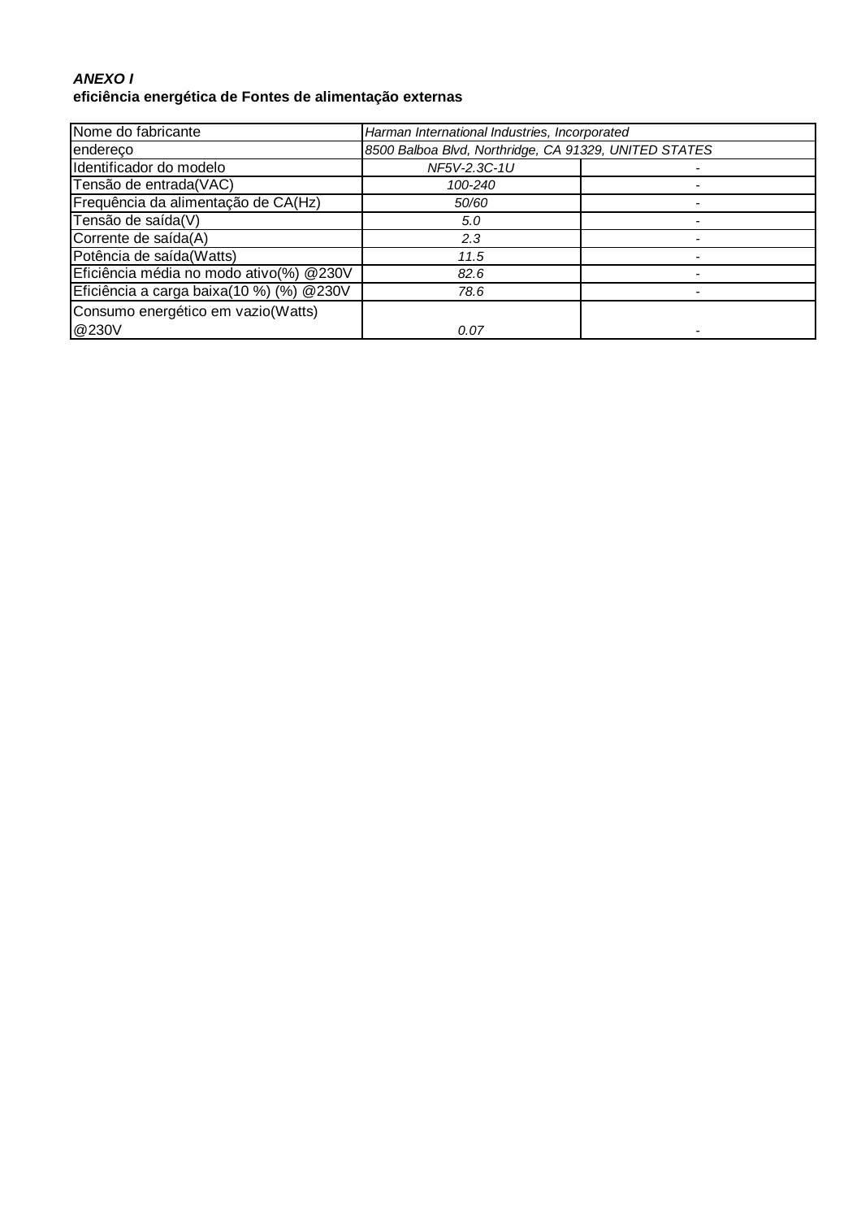***ANEXO I***
**eficiência energética de Fontes de alimentação externas**

| Nome do fabricante | *Harman International Industries, Incorporated* | |
|---|---|---|
| endereço | *8500 Balboa Blvd, Northridge, CA 91329, UNITED STATES* | |
| Identificador do modelo | *NF5V-2.3C-1U* | - |
| Tensão de entrada(VAC) | *100-240* | - |
| Frequência da alimentação de CA(Hz) | *50/60* | - |
| Tensão de saída(V) | *5.0* | - |
| Corrente de saída(A) | *2.3* | - |
| Potência de saída(Watts) | *11.5* | - |
| Eficiência média no modo ativo(%) @230V | *82.6* | - |
| Eficiência a carga baixa(10 %) (%) @230V | *78.6* | - |
| Consumo energético em vazio(Watts) @230V | *0.07* | - |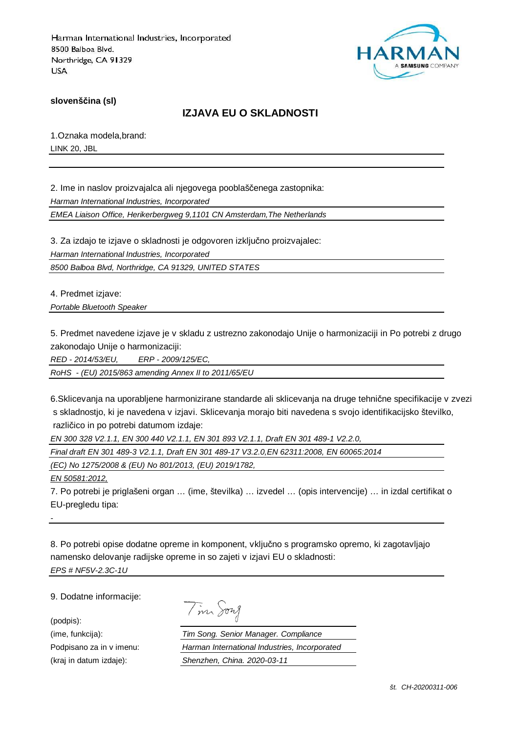Harman International Industries, Incorporated
8500 Balboa Blvd.
Northridge, CA 91329
USA

**slovenščina (sl)**

## IZJAVA EU O SKLADNOSTI

1.Oznaka modela,brand:

LINK 20, JBL

2. Ime in naslov proizvajalca ali njegovega pooblaščenega zastopnika:

*Harman International Industries, Incorporated*

*EMEA Liaison Office, Herikerbergweg 9,1101 CN Amsterdam,The Netherlands*

3. Za izdajo te izjave o skladnosti je odgovoren izključno proizvajalec:

*Harman International Industries, Incorporated*

*8500 Balboa Blvd, Northridge, CA 91329, UNITED STATES*

4. Predmet izjave:

*Portable Bluetooth Speaker*

5. Predmet navedene izjave je v skladu z ustrezno zakonodajo Unije o harmonizaciji in Po potrebi z drugo zakonodajo Unije o harmonizaciji:

*RED - 2014/53/EU, ERP - 2009/125/EC,*

*RoHS - (EU) 2015/863 amending Annex II to 2011/65/EU*

6.Sklicevanja na uporabljene harmonizirane standarde ali sklicevanja na druge tehnične specifikacije v zvezi s skladnostjo, ki je navedena v izjavi. Sklicevanja morajo biti navedena s svojo identifikacijsko številko, različico in po potrebi datumom izdaje:

*EN 300 328 V2.1.1, EN 300 440 V2.1.1, EN 301 893 V2.1.1, Draft EN 301 489-1 V2.2.0,*

*Final draft EN 301 489-3 V2.1.1, Draft EN 301 489-17 V3.2.0,EN 62311:2008, EN 60065:2014*

*(EC) No 1275/2008 & (EU) No 801/2013, (EU) 2019/1782,*

*EN 50581:2012,*

7. Po potrebi je priglašeni organ … (ime, številka) … izvedel … (opis intervencije) … in izdal certifikat o EU-pregledu tipa:

-

8. Po potrebi opise dodatne opreme in komponent, vključno s programsko opremo, ki zagotavljajo namensko delovanje radijske opreme in so zajeti v izjavi EU o skladnosti:

*EPS # NF5V-2.3C-1U*

9. Dodatne informacije:

(podpis):

(ime, funkcija): *Tim Song. Senior Manager. Compliance*

Podpisano za in v imenu: *Harman International Industries, Incorporated*

(kraj in datum izdaje): *Shenzhen, China. 2020-03-11*

*št. CH-20200311-006*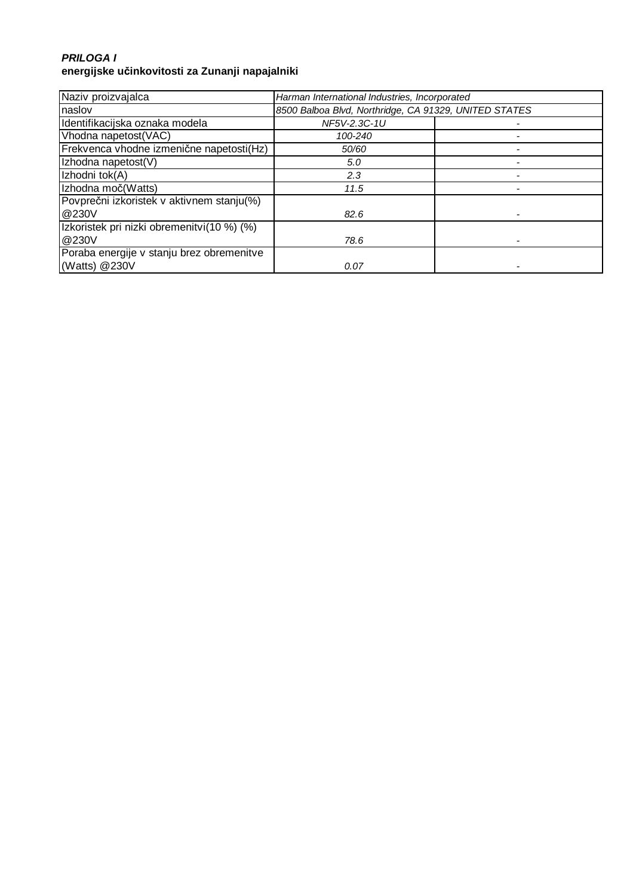***PRILOGA I***
**energijske učinkovitosti za Zunanji napajalniki**

| | | |
|---|---|---|
| Naziv proizvajalca | *Harman International Industries, Incorporated* | |
| naslov | *8500 Balboa Blvd, Northridge, CA 91329, UNITED STATES* | |
| Identifikacijska oznaka modela | *NF5V-2.3C-1U* | - |
| Vhodna napetost(VAC) | *100-240* | - |
| Frekvenca vhodne izmenične napetosti(Hz) | *50/60* | - |
| Izhodna napetost(V) | *5.0* | - |
| Izhodni tok(A) | *2.3* | - |
| Izhodna moč(Watts) | *11.5* | - |
| Povprečni izkoristek v aktivnem stanju(%) @230V | *82.6* | - |
| Izkoristek pri nizki obremenitvi(10 %) (%) @230V | *78.6* | - |
| Poraba energije v stanju brez obremenitve (Watts) @230V | *0.07* | - |